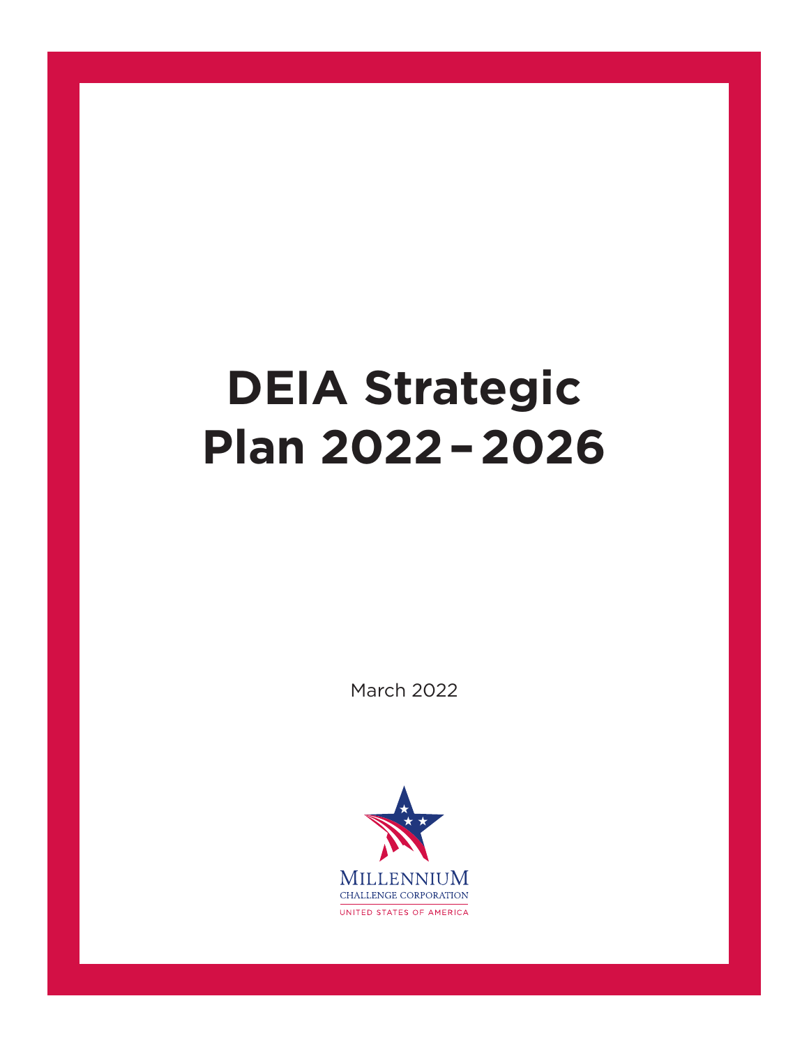# DEIA Strategic Plan 2022–2026

March 2022

MILLENNIUM CHALLENGE CORPORATION

UNITED STATES OF AMERICA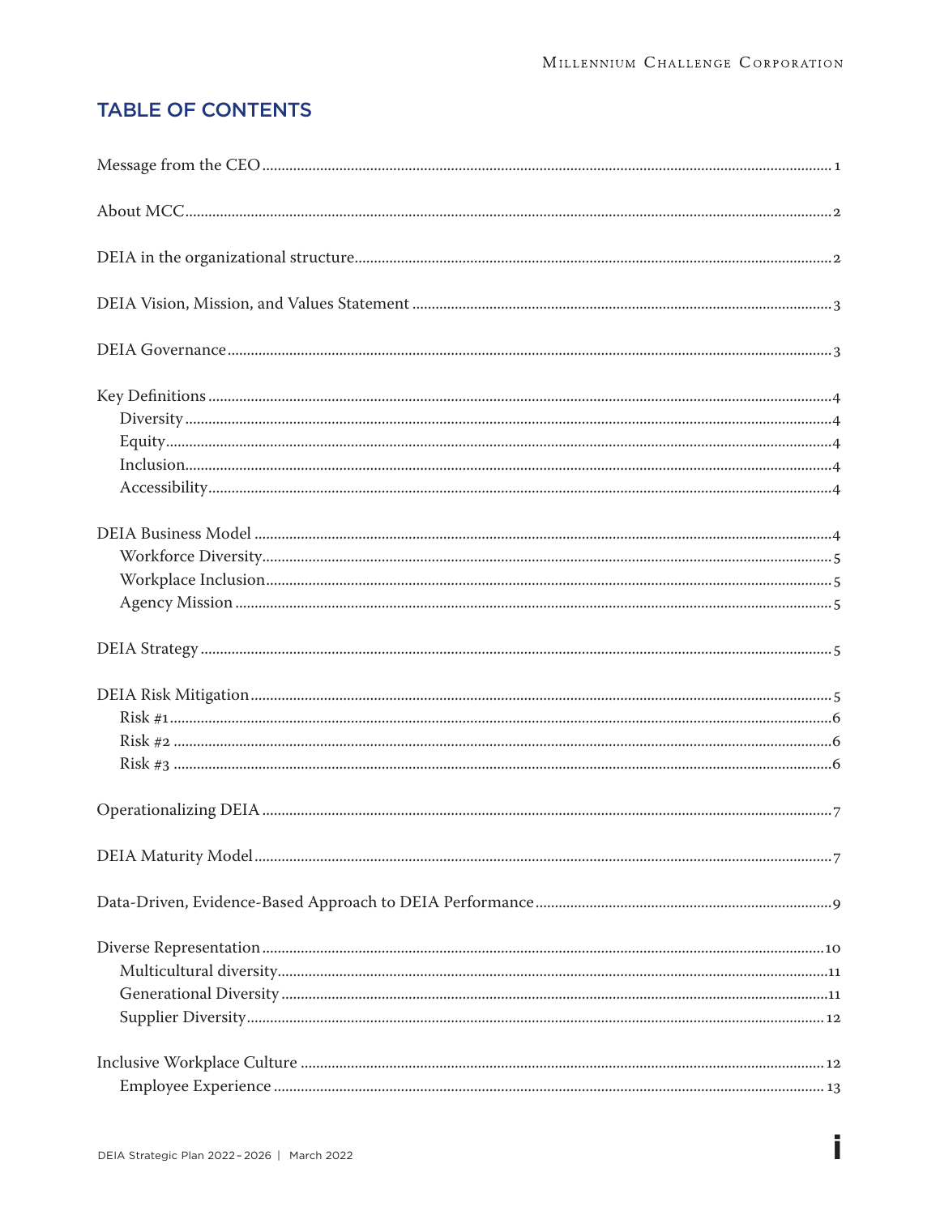## TABLE OF CONTENTS

Message from the CEO ........ 1

About MCC ........ 2

DEIA in the organizational structure ........ 2

DEIA Vision, Mission, and Values Statement ........ 3

DEIA Governance ........ 3

Key Definitions ........ 4
- Diversity ........ 4
- Equity ........ 4
- Inclusion ........ 4
- Accessibility ........ 4

DEIA Business Model ........ 4
- Workforce Diversity ........ 5
- Workplace Inclusion ........ 5
- Agency Mission ........ 5

DEIA Strategy ........ 5

DEIA Risk Mitigation ........ 5
- Risk #1 ........ 6
- Risk #2 ........ 6
- Risk #3 ........ 6

Operationalizing DEIA ........ 7

DEIA Maturity Model ........ 7

Data-Driven, Evidence-Based Approach to DEIA Performance ........ 9

Diverse Representation ........ 10
- Multicultural diversity ........ 11
- Generational Diversity ........ 11
- Supplier Diversity ........ 12

Inclusive Workplace Culture ........ 12
- Employee Experience ........ 13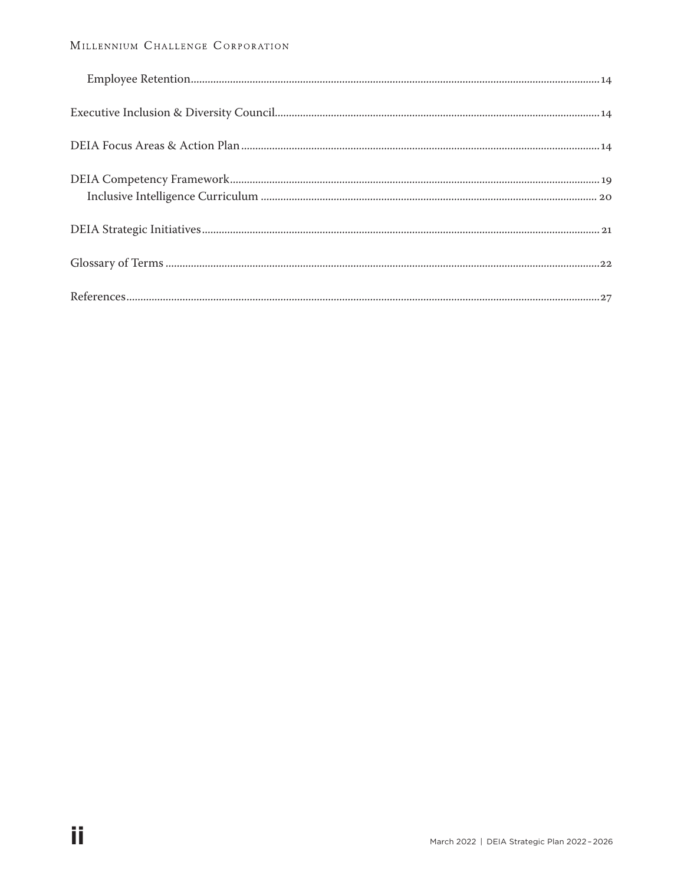- Employee Retention ........ 14

Executive Inclusion & Diversity Council ........ 14

DEIA Focus Areas & Action Plan ........ 14

DEIA Competency Framework ........ 19

- Inclusive Intelligence Curriculum ........ 20

DEIA Strategic Initiatives ........ 21

Glossary of Terms ........ 22

References ........ 27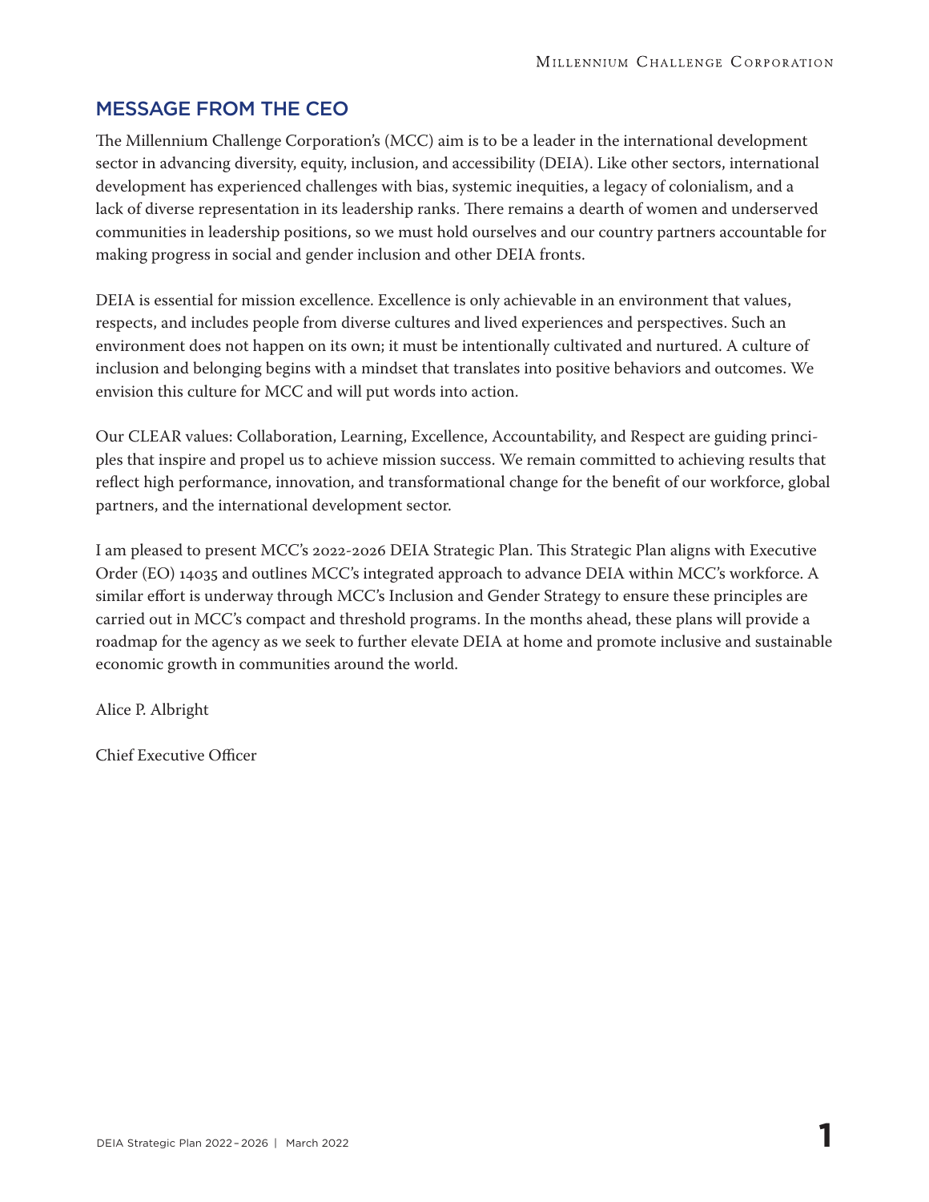## MESSAGE FROM THE CEO

The Millennium Challenge Corporation's (MCC) aim is to be a leader in the international development sector in advancing diversity, equity, inclusion, and accessibility (DEIA). Like other sectors, international development has experienced challenges with bias, systemic inequities, a legacy of colonialism, and a lack of diverse representation in its leadership ranks. There remains a dearth of women and underserved communities in leadership positions, so we must hold ourselves and our country partners accountable for making progress in social and gender inclusion and other DEIA fronts.

DEIA is essential for mission excellence. Excellence is only achievable in an environment that values, respects, and includes people from diverse cultures and lived experiences and perspectives. Such an environment does not happen on its own; it must be intentionally cultivated and nurtured. A culture of inclusion and belonging begins with a mindset that translates into positive behaviors and outcomes. We envision this culture for MCC and will put words into action.

Our CLEAR values: Collaboration, Learning, Excellence, Accountability, and Respect are guiding principles that inspire and propel us to achieve mission success. We remain committed to achieving results that reflect high performance, innovation, and transformational change for the benefit of our workforce, global partners, and the international development sector.

I am pleased to present MCC's 2022-2026 DEIA Strategic Plan. This Strategic Plan aligns with Executive Order (EO) 14035 and outlines MCC's integrated approach to advance DEIA within MCC's workforce. A similar effort is underway through MCC's Inclusion and Gender Strategy to ensure these principles are carried out in MCC's compact and threshold programs. In the months ahead, these plans will provide a roadmap for the agency as we seek to further elevate DEIA at home and promote inclusive and sustainable economic growth in communities around the world.

Alice P. Albright

Chief Executive Officer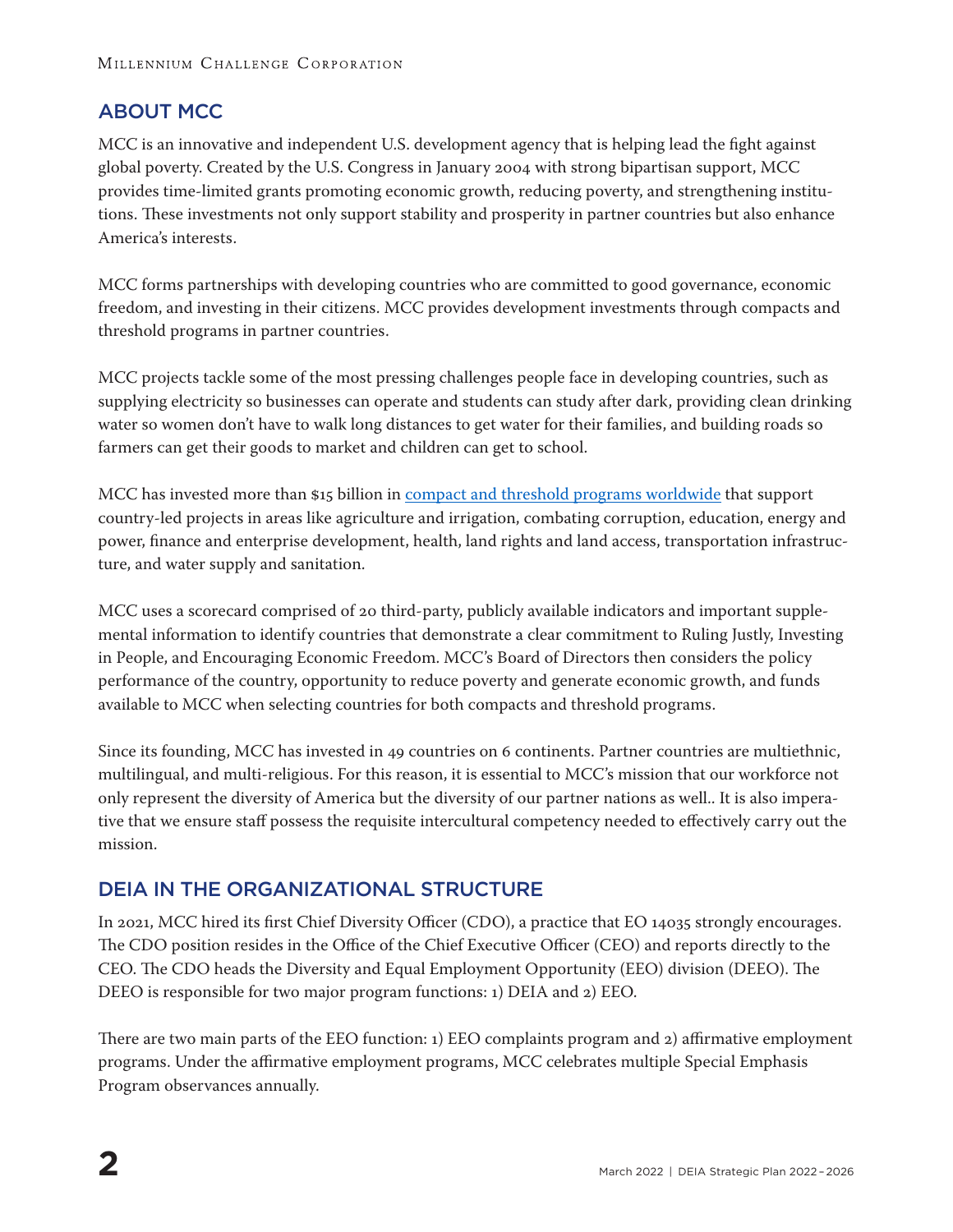## ABOUT MCC

MCC is an innovative and independent U.S. development agency that is helping lead the fight against global poverty. Created by the U.S. Congress in January 2004 with strong bipartisan support, MCC provides time-limited grants promoting economic growth, reducing poverty, and strengthening institutions. These investments not only support stability and prosperity in partner countries but also enhance America's interests.

MCC forms partnerships with developing countries who are committed to good governance, economic freedom, and investing in their citizens. MCC provides development investments through compacts and threshold programs in partner countries.

MCC projects tackle some of the most pressing challenges people face in developing countries, such as supplying electricity so businesses can operate and students can study after dark, providing clean drinking water so women don't have to walk long distances to get water for their families, and building roads so farmers can get their goods to market and children can get to school.

MCC has invested more than $15 billion in compact and threshold programs worldwide that support country-led projects in areas like agriculture and irrigation, combating corruption, education, energy and power, finance and enterprise development, health, land rights and land access, transportation infrastructure, and water supply and sanitation.

MCC uses a scorecard comprised of 20 third-party, publicly available indicators and important supplemental information to identify countries that demonstrate a clear commitment to Ruling Justly, Investing in People, and Encouraging Economic Freedom. MCC's Board of Directors then considers the policy performance of the country, opportunity to reduce poverty and generate economic growth, and funds available to MCC when selecting countries for both compacts and threshold programs.

Since its founding, MCC has invested in 49 countries on 6 continents. Partner countries are multiethnic, multilingual, and multi-religious. For this reason, it is essential to MCC's mission that our workforce not only represent the diversity of America but the diversity of our partner nations as well.. It is also imperative that we ensure staff possess the requisite intercultural competency needed to effectively carry out the mission.

## DEIA IN THE ORGANIZATIONAL STRUCTURE

In 2021, MCC hired its first Chief Diversity Officer (CDO), a practice that EO 14035 strongly encourages. The CDO position resides in the Office of the Chief Executive Officer (CEO) and reports directly to the CEO. The CDO heads the Diversity and Equal Employment Opportunity (EEO) division (DEEO). The DEEO is responsible for two major program functions: 1) DEIA and 2) EEO.

There are two main parts of the EEO function: 1) EEO complaints program and 2) affirmative employment programs. Under the affirmative employment programs, MCC celebrates multiple Special Emphasis Program observances annually.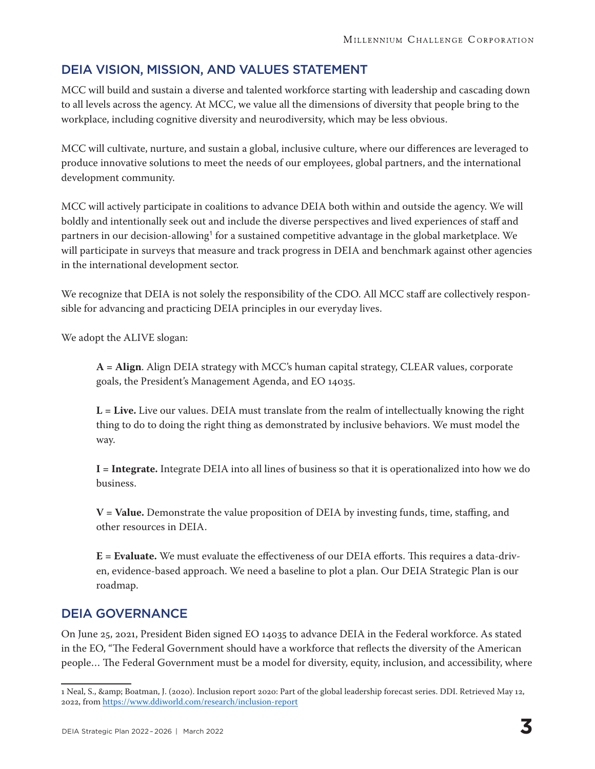## DEIA VISION, MISSION, AND VALUES STATEMENT

MCC will build and sustain a diverse and talented workforce starting with leadership and cascading down to all levels across the agency. At MCC, we value all the dimensions of diversity that people bring to the workplace, including cognitive diversity and neurodiversity, which may be less obvious.

MCC will cultivate, nurture, and sustain a global, inclusive culture, where our differences are leveraged to produce innovative solutions to meet the needs of our employees, global partners, and the international development community.

MCC will actively participate in coalitions to advance DEIA both within and outside the agency. We will boldly and intentionally seek out and include the diverse perspectives and lived experiences of staff and partners in our decision-allowing[1] for a sustained competitive advantage in the global marketplace. We will participate in surveys that measure and track progress in DEIA and benchmark against other agencies in the international development sector.

We recognize that DEIA is not solely the responsibility of the CDO. All MCC staff are collectively responsible for advancing and practicing DEIA principles in our everyday lives.

We adopt the ALIVE slogan:

> **A = Align**. Align DEIA strategy with MCC's human capital strategy, CLEAR values, corporate goals, the President's Management Agenda, and EO 14035.
>
> **L = Live.** Live our values. DEIA must translate from the realm of intellectually knowing the right thing to do to doing the right thing as demonstrated by inclusive behaviors. We must model the way.
>
> **I = Integrate.** Integrate DEIA into all lines of business so that it is operationalized into how we do business.
>
> **V = Value.** Demonstrate the value proposition of DEIA by investing funds, time, staffing, and other resources in DEIA.
>
> **E = Evaluate.** We must evaluate the effectiveness of our DEIA efforts. This requires a data-driven, evidence-based approach. We need a baseline to plot a plan. Our DEIA Strategic Plan is our roadmap.

## DEIA GOVERNANCE

On June 25, 2021, President Biden signed EO 14035 to advance DEIA in the Federal workforce. As stated in the EO, "The Federal Government should have a workforce that reflects the diversity of the American people… The Federal Government must be a model for diversity, equity, inclusion, and accessibility, where

---

1 Neal, S., &amp; Boatman, J. (2020). Inclusion report 2020: Part of the global leadership forecast series. DDI. Retrieved May 12, 2022, from https://www.ddiworld.com/research/inclusion-report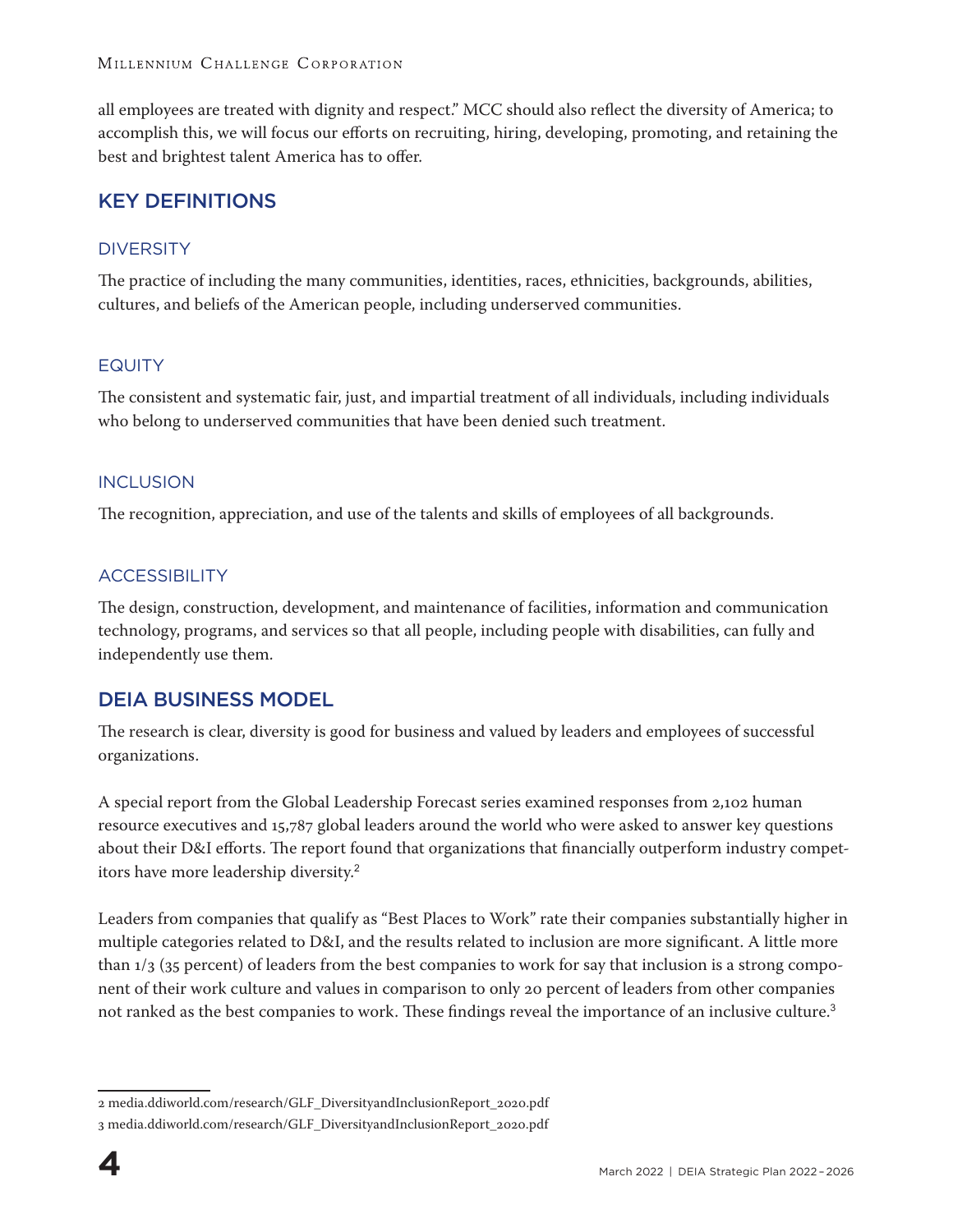all employees are treated with dignity and respect." MCC should also reflect the diversity of America; to accomplish this, we will focus our efforts on recruiting, hiring, developing, promoting, and retaining the best and brightest talent America has to offer.

## KEY DEFINITIONS

### DIVERSITY

The practice of including the many communities, identities, races, ethnicities, backgrounds, abilities, cultures, and beliefs of the American people, including underserved communities.

### EQUITY

The consistent and systematic fair, just, and impartial treatment of all individuals, including individuals who belong to underserved communities that have been denied such treatment.

### INCLUSION

The recognition, appreciation, and use of the talents and skills of employees of all backgrounds.

### ACCESSIBILITY

The design, construction, development, and maintenance of facilities, information and communication technology, programs, and services so that all people, including people with disabilities, can fully and independently use them.

## DEIA BUSINESS MODEL

The research is clear, diversity is good for business and valued by leaders and employees of successful organizations.

A special report from the Global Leadership Forecast series examined responses from 2,102 human resource executives and 15,787 global leaders around the world who were asked to answer key questions about their D&I efforts. The report found that organizations that financially outperform industry competitors have more leadership diversity.[2]

Leaders from companies that qualify as "Best Places to Work" rate their companies substantially higher in multiple categories related to D&I, and the results related to inclusion are more significant. A little more than 1/3 (35 percent) of leaders from the best companies to work for say that inclusion is a strong component of their work culture and values in comparison to only 20 percent of leaders from other companies not ranked as the best companies to work. These findings reveal the importance of an inclusive culture.[3]

---

2 media.ddiworld.com/research/GLF_DiversityandInclusionReport_2020.pdf

3 media.ddiworld.com/research/GLF_DiversityandInclusionReport_2020.pdf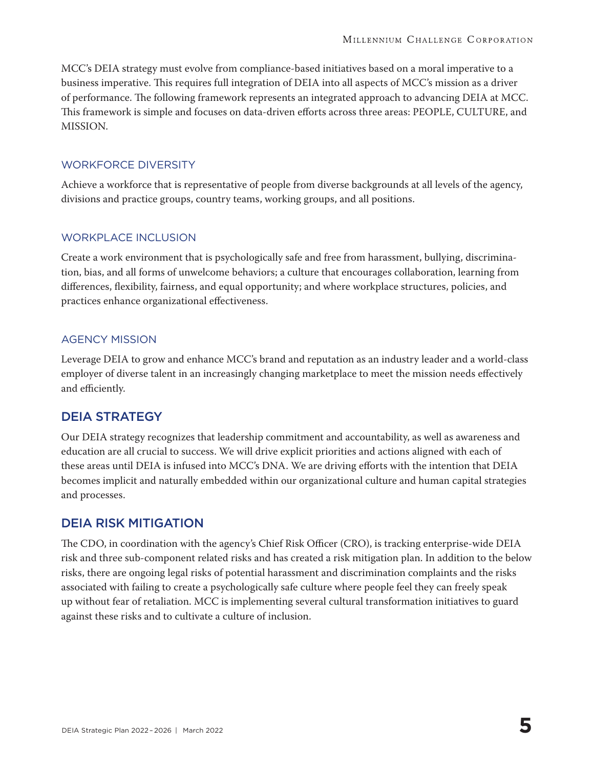MCC's DEIA strategy must evolve from compliance-based initiatives based on a moral imperative to a business imperative. This requires full integration of DEIA into all aspects of MCC's mission as a driver of performance. The following framework represents an integrated approach to advancing DEIA at MCC. This framework is simple and focuses on data-driven efforts across three areas: PEOPLE, CULTURE, and MISSION.

### WORKFORCE DIVERSITY

Achieve a workforce that is representative of people from diverse backgrounds at all levels of the agency, divisions and practice groups, country teams, working groups, and all positions.

### WORKPLACE INCLUSION

Create a work environment that is psychologically safe and free from harassment, bullying, discrimination, bias, and all forms of unwelcome behaviors; a culture that encourages collaboration, learning from differences, flexibility, fairness, and equal opportunity; and where workplace structures, policies, and practices enhance organizational effectiveness.

### AGENCY MISSION

Leverage DEIA to grow and enhance MCC's brand and reputation as an industry leader and a world-class employer of diverse talent in an increasingly changing marketplace to meet the mission needs effectively and efficiently.

## DEIA STRATEGY

Our DEIA strategy recognizes that leadership commitment and accountability, as well as awareness and education are all crucial to success. We will drive explicit priorities and actions aligned with each of these areas until DEIA is infused into MCC's DNA. We are driving efforts with the intention that DEIA becomes implicit and naturally embedded within our organizational culture and human capital strategies and processes.

## DEIA RISK MITIGATION

The CDO, in coordination with the agency's Chief Risk Officer (CRO), is tracking enterprise-wide DEIA risk and three sub-component related risks and has created a risk mitigation plan. In addition to the below risks, there are ongoing legal risks of potential harassment and discrimination complaints and the risks associated with failing to create a psychologically safe culture where people feel they can freely speak up without fear of retaliation. MCC is implementing several cultural transformation initiatives to guard against these risks and to cultivate a culture of inclusion.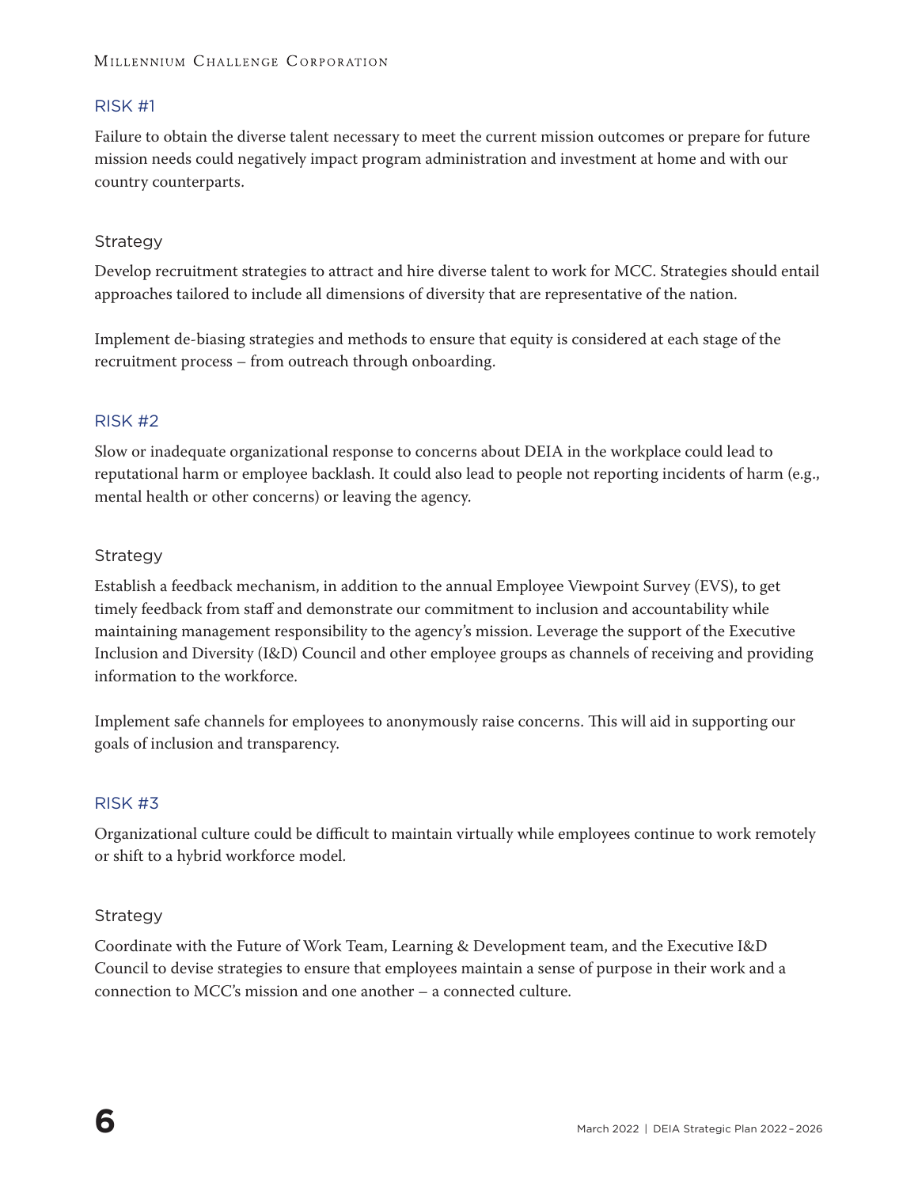## RISK #1

Failure to obtain the diverse talent necessary to meet the current mission outcomes or prepare for future mission needs could negatively impact program administration and investment at home and with our country counterparts.

### Strategy

Develop recruitment strategies to attract and hire diverse talent to work for MCC. Strategies should entail approaches tailored to include all dimensions of diversity that are representative of the nation.

Implement de-biasing strategies and methods to ensure that equity is considered at each stage of the recruitment process – from outreach through onboarding.

## RISK #2

Slow or inadequate organizational response to concerns about DEIA in the workplace could lead to reputational harm or employee backlash. It could also lead to people not reporting incidents of harm (e.g., mental health or other concerns) or leaving the agency.

### Strategy

Establish a feedback mechanism, in addition to the annual Employee Viewpoint Survey (EVS), to get timely feedback from staff and demonstrate our commitment to inclusion and accountability while maintaining management responsibility to the agency's mission. Leverage the support of the Executive Inclusion and Diversity (I&D) Council and other employee groups as channels of receiving and providing information to the workforce.

Implement safe channels for employees to anonymously raise concerns. This will aid in supporting our goals of inclusion and transparency.

## RISK #3

Organizational culture could be difficult to maintain virtually while employees continue to work remotely or shift to a hybrid workforce model.

### Strategy

Coordinate with the Future of Work Team, Learning & Development team, and the Executive I&D Council to devise strategies to ensure that employees maintain a sense of purpose in their work and a connection to MCC's mission and one another – a connected culture.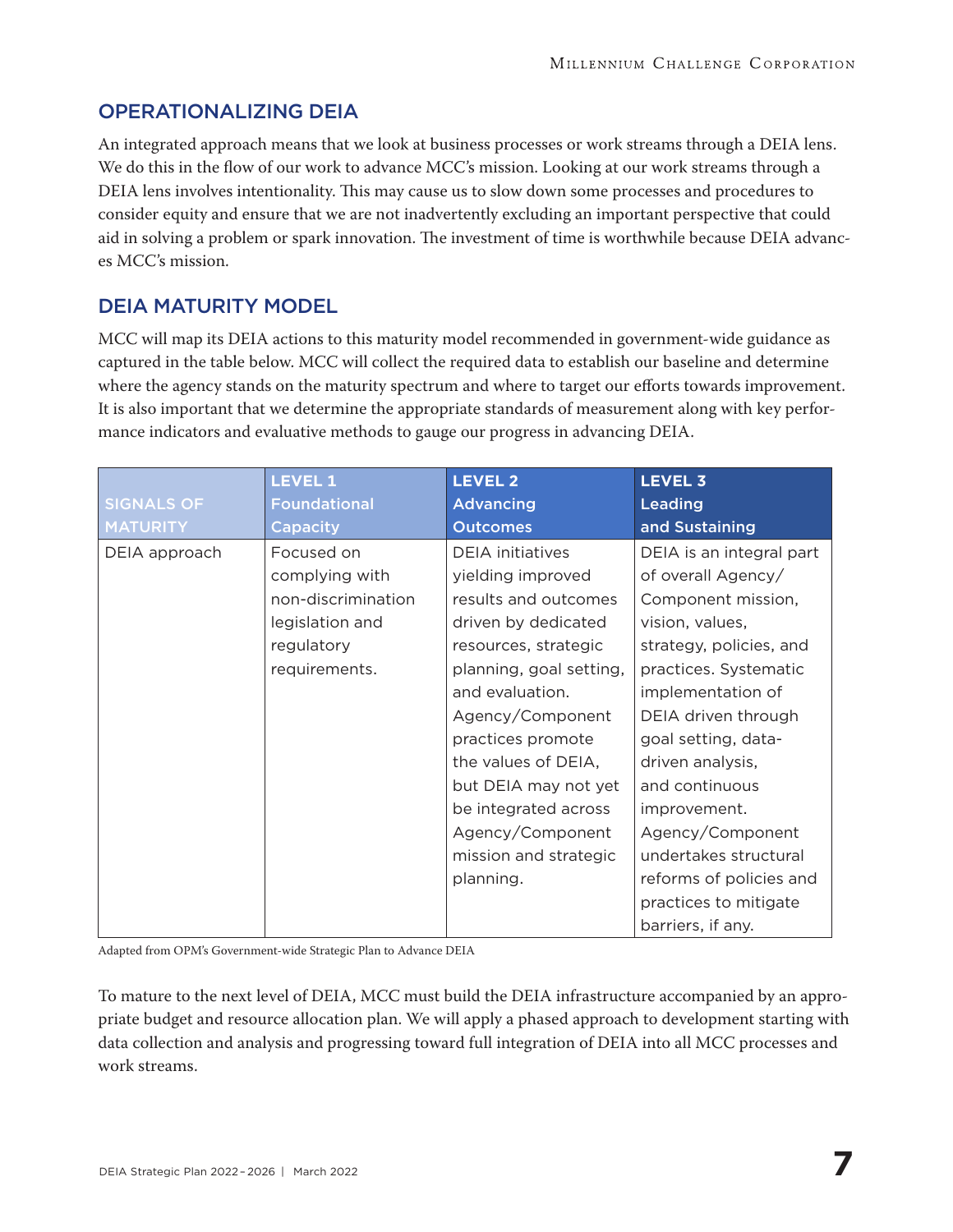## OPERATIONALIZING DEIA

An integrated approach means that we look at business processes or work streams through a DEIA lens. We do this in the flow of our work to advance MCC's mission. Looking at our work streams through a DEIA lens involves intentionality. This may cause us to slow down some processes and procedures to consider equity and ensure that we are not inadvertently excluding an important perspective that could aid in solving a problem or spark innovation. The investment of time is worthwhile because DEIA advances MCC's mission.

## DEIA MATURITY MODEL

MCC will map its DEIA actions to this maturity model recommended in government-wide guidance as captured in the table below. MCC will collect the required data to establish our baseline and determine where the agency stands on the maturity spectrum and where to target our efforts towards improvement. It is also important that we determine the appropriate standards of measurement along with key performance indicators and evaluative methods to gauge our progress in advancing DEIA.

| SIGNALS OF MATURITY | LEVEL 1 Foundational Capacity | LEVEL 2 Advancing Outcomes | LEVEL 3 Leading and Sustaining |
|---|---|---|---|
| DEIA approach | Focused on complying with non-discrimination legislation and regulatory requirements. | DEIA initiatives yielding improved results and outcomes driven by dedicated resources, strategic planning, goal setting, and evaluation. Agency/Component practices promote the values of DEIA, but DEIA may not yet be integrated across Agency/Component mission and strategic planning. | DEIA is an integral part of overall Agency/ Component mission, vision, values, strategy, policies, and practices. Systematic implementation of DEIA driven through goal setting, data-driven analysis, and continuous improvement. Agency/Component undertakes structural reforms of policies and practices to mitigate barriers, if any. |

Adapted from OPM's Government-wide Strategic Plan to Advance DEIA

To mature to the next level of DEIA, MCC must build the DEIA infrastructure accompanied by an appropriate budget and resource allocation plan. We will apply a phased approach to development starting with data collection and analysis and progressing toward full integration of DEIA into all MCC processes and work streams.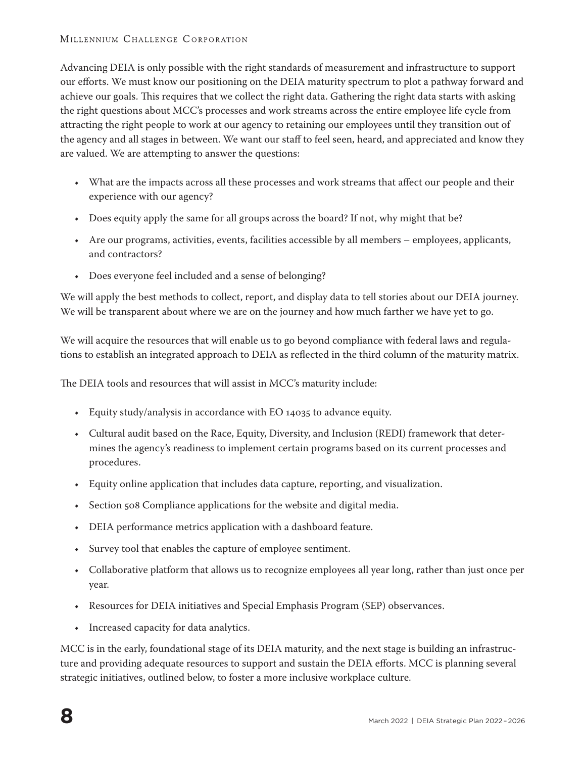Advancing DEIA is only possible with the right standards of measurement and infrastructure to support our efforts. We must know our positioning on the DEIA maturity spectrum to plot a pathway forward and achieve our goals. This requires that we collect the right data. Gathering the right data starts with asking the right questions about MCC's processes and work streams across the entire employee life cycle from attracting the right people to work at our agency to retaining our employees until they transition out of the agency and all stages in between. We want our staff to feel seen, heard, and appreciated and know they are valued. We are attempting to answer the questions:

- What are the impacts across all these processes and work streams that affect our people and their experience with our agency?
- Does equity apply the same for all groups across the board? If not, why might that be?
- Are our programs, activities, events, facilities accessible by all members – employees, applicants, and contractors?
- Does everyone feel included and a sense of belonging?

We will apply the best methods to collect, report, and display data to tell stories about our DEIA journey. We will be transparent about where we are on the journey and how much farther we have yet to go.

We will acquire the resources that will enable us to go beyond compliance with federal laws and regulations to establish an integrated approach to DEIA as reflected in the third column of the maturity matrix.

The DEIA tools and resources that will assist in MCC's maturity include:

- Equity study/analysis in accordance with EO 14035 to advance equity.
- Cultural audit based on the Race, Equity, Diversity, and Inclusion (REDI) framework that determines the agency's readiness to implement certain programs based on its current processes and procedures.
- Equity online application that includes data capture, reporting, and visualization.
- Section 508 Compliance applications for the website and digital media.
- DEIA performance metrics application with a dashboard feature.
- Survey tool that enables the capture of employee sentiment.
- Collaborative platform that allows us to recognize employees all year long, rather than just once per year.
- Resources for DEIA initiatives and Special Emphasis Program (SEP) observances.
- Increased capacity for data analytics.

MCC is in the early, foundational stage of its DEIA maturity, and the next stage is building an infrastructure and providing adequate resources to support and sustain the DEIA efforts. MCC is planning several strategic initiatives, outlined below, to foster a more inclusive workplace culture.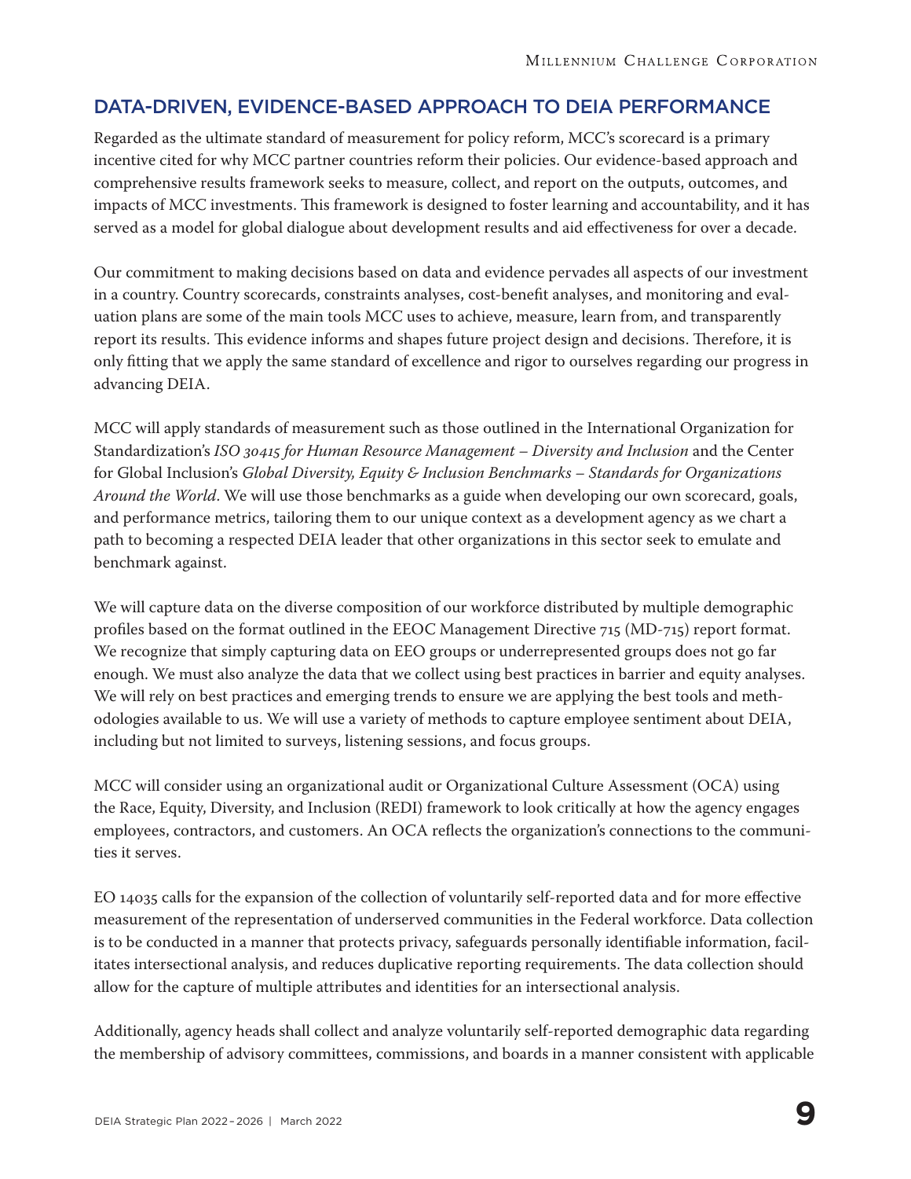## DATA-DRIVEN, EVIDENCE-BASED APPROACH TO DEIA PERFORMANCE

Regarded as the ultimate standard of measurement for policy reform, MCC's scorecard is a primary incentive cited for why MCC partner countries reform their policies. Our evidence-based approach and comprehensive results framework seeks to measure, collect, and report on the outputs, outcomes, and impacts of MCC investments. This framework is designed to foster learning and accountability, and it has served as a model for global dialogue about development results and aid effectiveness for over a decade.

Our commitment to making decisions based on data and evidence pervades all aspects of our investment in a country. Country scorecards, constraints analyses, cost-benefit analyses, and monitoring and evaluation plans are some of the main tools MCC uses to achieve, measure, learn from, and transparently report its results. This evidence informs and shapes future project design and decisions. Therefore, it is only fitting that we apply the same standard of excellence and rigor to ourselves regarding our progress in advancing DEIA.

MCC will apply standards of measurement such as those outlined in the International Organization for Standardization's *ISO 30415 for Human Resource Management – Diversity and Inclusion* and the Center for Global Inclusion's *Global Diversity, Equity & Inclusion Benchmarks – Standards for Organizations Around the World*. We will use those benchmarks as a guide when developing our own scorecard, goals, and performance metrics, tailoring them to our unique context as a development agency as we chart a path to becoming a respected DEIA leader that other organizations in this sector seek to emulate and benchmark against.

We will capture data on the diverse composition of our workforce distributed by multiple demographic profiles based on the format outlined in the EEOC Management Directive 715 (MD-715) report format. We recognize that simply capturing data on EEO groups or underrepresented groups does not go far enough. We must also analyze the data that we collect using best practices in barrier and equity analyses. We will rely on best practices and emerging trends to ensure we are applying the best tools and methodologies available to us. We will use a variety of methods to capture employee sentiment about DEIA, including but not limited to surveys, listening sessions, and focus groups.

MCC will consider using an organizational audit or Organizational Culture Assessment (OCA) using the Race, Equity, Diversity, and Inclusion (REDI) framework to look critically at how the agency engages employees, contractors, and customers. An OCA reflects the organization's connections to the communities it serves.

EO 14035 calls for the expansion of the collection of voluntarily self-reported data and for more effective measurement of the representation of underserved communities in the Federal workforce. Data collection is to be conducted in a manner that protects privacy, safeguards personally identifiable information, facilitates intersectional analysis, and reduces duplicative reporting requirements. The data collection should allow for the capture of multiple attributes and identities for an intersectional analysis.

Additionally, agency heads shall collect and analyze voluntarily self-reported demographic data regarding the membership of advisory committees, commissions, and boards in a manner consistent with applicable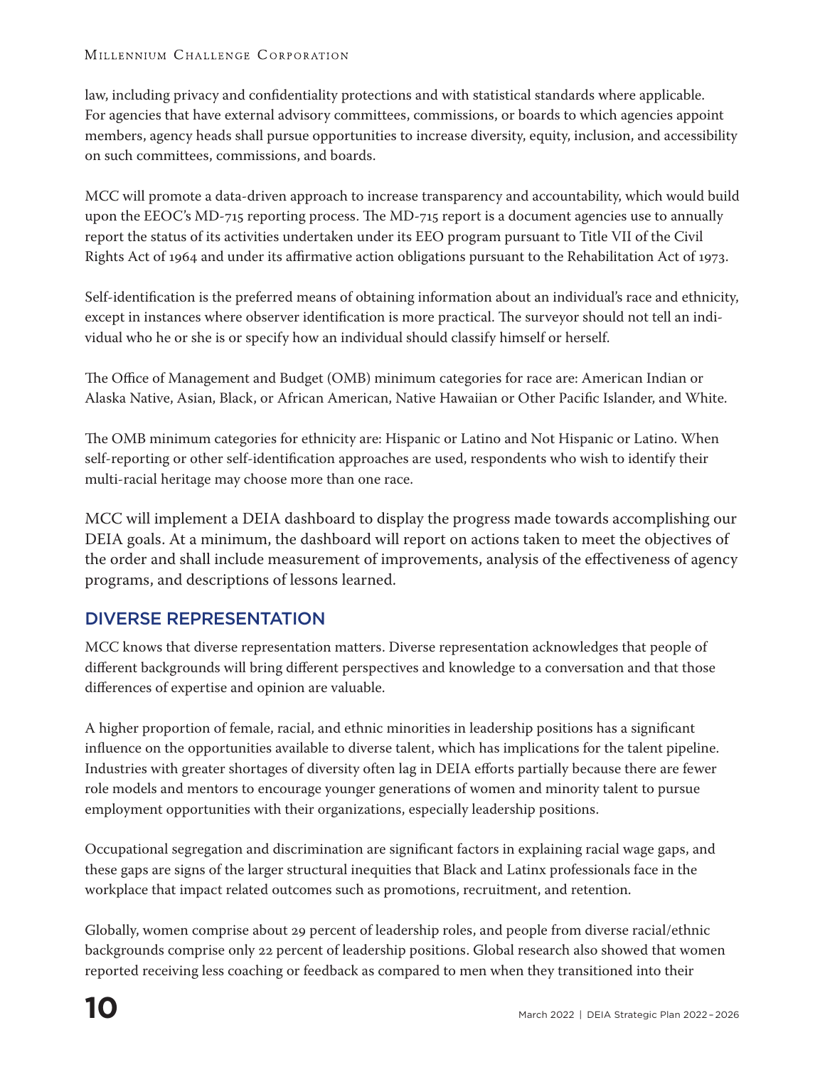law, including privacy and confidentiality protections and with statistical standards where applicable. For agencies that have external advisory committees, commissions, or boards to which agencies appoint members, agency heads shall pursue opportunities to increase diversity, equity, inclusion, and accessibility on such committees, commissions, and boards.

MCC will promote a data-driven approach to increase transparency and accountability, which would build upon the EEOC's MD-715 reporting process. The MD-715 report is a document agencies use to annually report the status of its activities undertaken under its EEO program pursuant to Title VII of the Civil Rights Act of 1964 and under its affirmative action obligations pursuant to the Rehabilitation Act of 1973.

Self-identification is the preferred means of obtaining information about an individual's race and ethnicity, except in instances where observer identification is more practical. The surveyor should not tell an individual who he or she is or specify how an individual should classify himself or herself.

The Office of Management and Budget (OMB) minimum categories for race are: American Indian or Alaska Native, Asian, Black, or African American, Native Hawaiian or Other Pacific Islander, and White.

The OMB minimum categories for ethnicity are: Hispanic or Latino and Not Hispanic or Latino. When self-reporting or other self-identification approaches are used, respondents who wish to identify their multi-racial heritage may choose more than one race.

MCC will implement a DEIA dashboard to display the progress made towards accomplishing our DEIA goals. At a minimum, the dashboard will report on actions taken to meet the objectives of the order and shall include measurement of improvements, analysis of the effectiveness of agency programs, and descriptions of lessons learned.

## DIVERSE REPRESENTATION

MCC knows that diverse representation matters. Diverse representation acknowledges that people of different backgrounds will bring different perspectives and knowledge to a conversation and that those differences of expertise and opinion are valuable.

A higher proportion of female, racial, and ethnic minorities in leadership positions has a significant influence on the opportunities available to diverse talent, which has implications for the talent pipeline. Industries with greater shortages of diversity often lag in DEIA efforts partially because there are fewer role models and mentors to encourage younger generations of women and minority talent to pursue employment opportunities with their organizations, especially leadership positions.

Occupational segregation and discrimination are significant factors in explaining racial wage gaps, and these gaps are signs of the larger structural inequities that Black and Latinx professionals face in the workplace that impact related outcomes such as promotions, recruitment, and retention.

Globally, women comprise about 29 percent of leadership roles, and people from diverse racial/ethnic backgrounds comprise only 22 percent of leadership positions. Global research also showed that women reported receiving less coaching or feedback as compared to men when they transitioned into their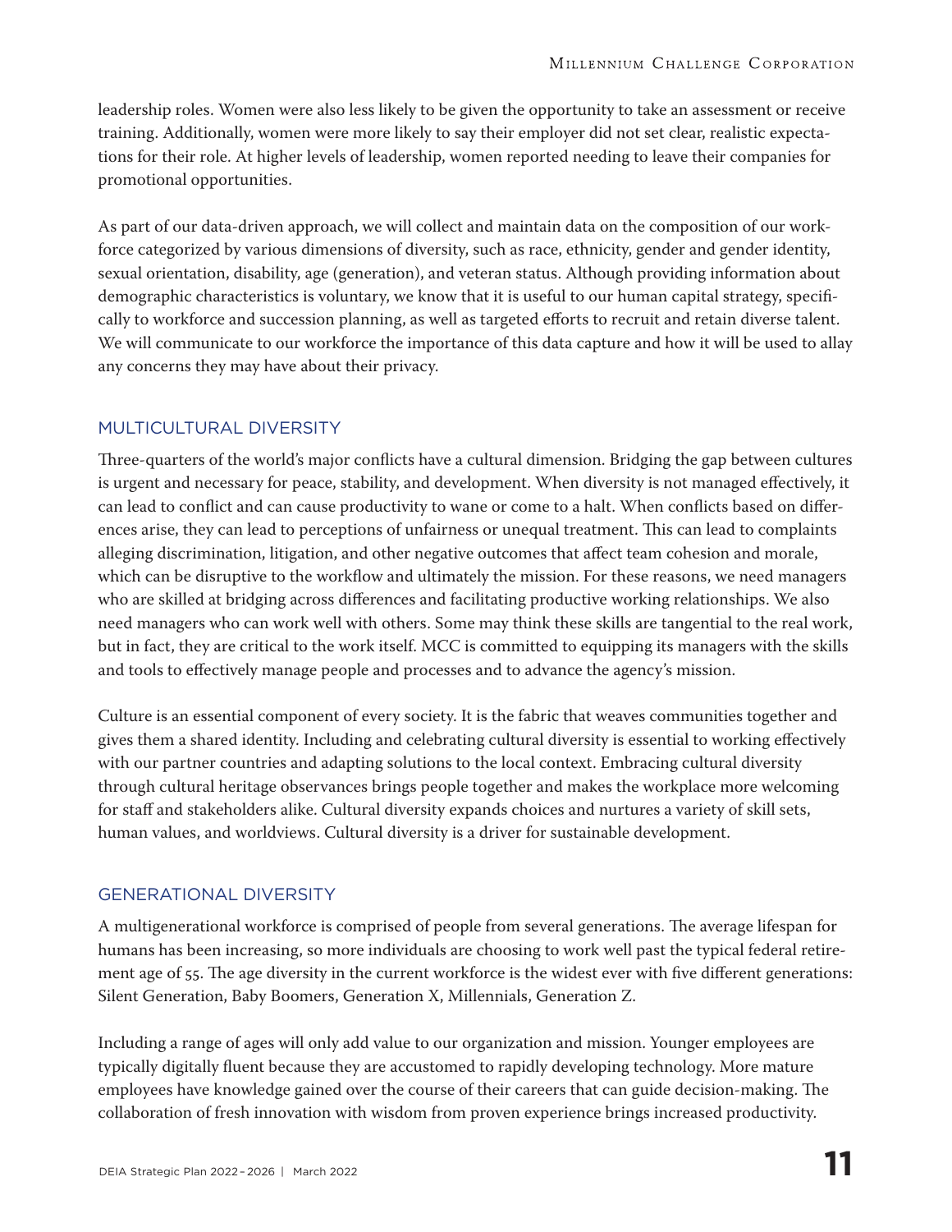leadership roles. Women were also less likely to be given the opportunity to take an assessment or receive training. Additionally, women were more likely to say their employer did not set clear, realistic expectations for their role. At higher levels of leadership, women reported needing to leave their companies for promotional opportunities.

As part of our data-driven approach, we will collect and maintain data on the composition of our workforce categorized by various dimensions of diversity, such as race, ethnicity, gender and gender identity, sexual orientation, disability, age (generation), and veteran status. Although providing information about demographic characteristics is voluntary, we know that it is useful to our human capital strategy, specifically to workforce and succession planning, as well as targeted efforts to recruit and retain diverse talent. We will communicate to our workforce the importance of this data capture and how it will be used to allay any concerns they may have about their privacy.

## MULTICULTURAL DIVERSITY

Three-quarters of the world's major conflicts have a cultural dimension. Bridging the gap between cultures is urgent and necessary for peace, stability, and development. When diversity is not managed effectively, it can lead to conflict and can cause productivity to wane or come to a halt. When conflicts based on differences arise, they can lead to perceptions of unfairness or unequal treatment. This can lead to complaints alleging discrimination, litigation, and other negative outcomes that affect team cohesion and morale, which can be disruptive to the workflow and ultimately the mission. For these reasons, we need managers who are skilled at bridging across differences and facilitating productive working relationships. We also need managers who can work well with others. Some may think these skills are tangential to the real work, but in fact, they are critical to the work itself. MCC is committed to equipping its managers with the skills and tools to effectively manage people and processes and to advance the agency's mission.

Culture is an essential component of every society. It is the fabric that weaves communities together and gives them a shared identity. Including and celebrating cultural diversity is essential to working effectively with our partner countries and adapting solutions to the local context. Embracing cultural diversity through cultural heritage observances brings people together and makes the workplace more welcoming for staff and stakeholders alike. Cultural diversity expands choices and nurtures a variety of skill sets, human values, and worldviews. Cultural diversity is a driver for sustainable development.

## GENERATIONAL DIVERSITY

A multigenerational workforce is comprised of people from several generations. The average lifespan for humans has been increasing, so more individuals are choosing to work well past the typical federal retirement age of 55. The age diversity in the current workforce is the widest ever with five different generations: Silent Generation, Baby Boomers, Generation X, Millennials, Generation Z.

Including a range of ages will only add value to our organization and mission. Younger employees are typically digitally fluent because they are accustomed to rapidly developing technology. More mature employees have knowledge gained over the course of their careers that can guide decision-making. The collaboration of fresh innovation with wisdom from proven experience brings increased productivity.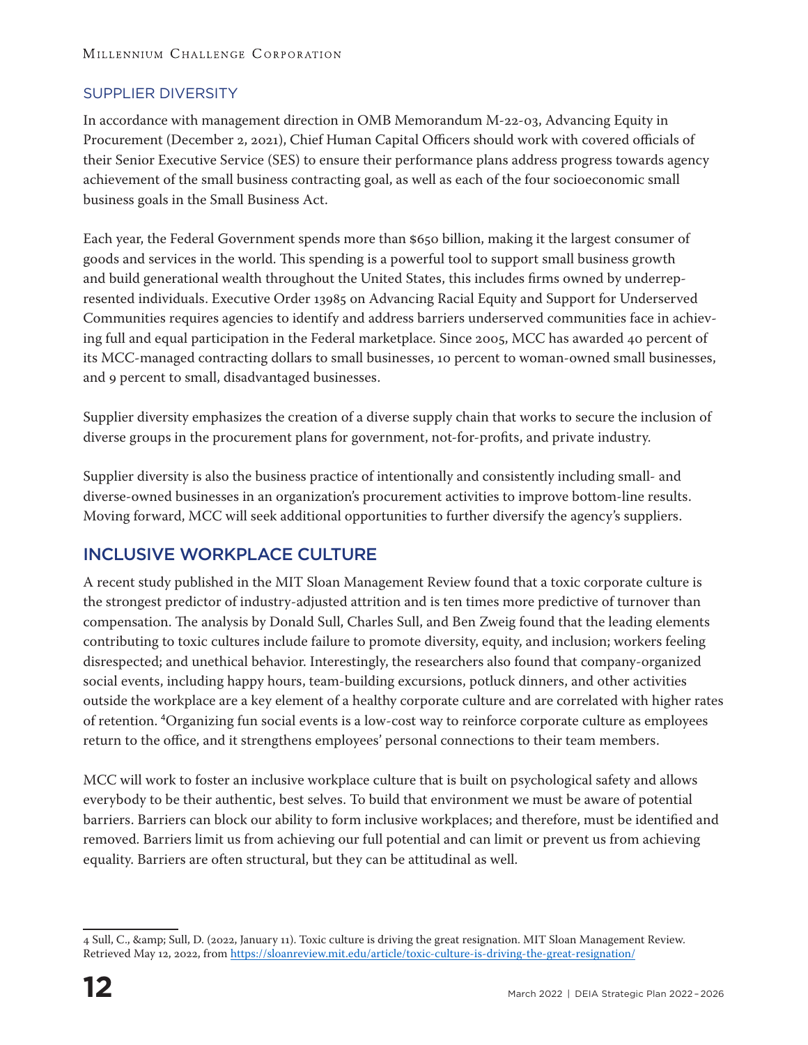## SUPPLIER DIVERSITY

In accordance with management direction in OMB Memorandum M-22-03, Advancing Equity in Procurement (December 2, 2021), Chief Human Capital Officers should work with covered officials of their Senior Executive Service (SES) to ensure their performance plans address progress towards agency achievement of the small business contracting goal, as well as each of the four socioeconomic small business goals in the Small Business Act.

Each year, the Federal Government spends more than $650 billion, making it the largest consumer of goods and services in the world. This spending is a powerful tool to support small business growth and build generational wealth throughout the United States, this includes firms owned by underrepresented individuals. Executive Order 13985 on Advancing Racial Equity and Support for Underserved Communities requires agencies to identify and address barriers underserved communities face in achieving full and equal participation in the Federal marketplace. Since 2005, MCC has awarded 40 percent of its MCC-managed contracting dollars to small businesses, 10 percent to woman-owned small businesses, and 9 percent to small, disadvantaged businesses.

Supplier diversity emphasizes the creation of a diverse supply chain that works to secure the inclusion of diverse groups in the procurement plans for government, not-for-profits, and private industry.

Supplier diversity is also the business practice of intentionally and consistently including small- and diverse-owned businesses in an organization's procurement activities to improve bottom-line results. Moving forward, MCC will seek additional opportunities to further diversify the agency's suppliers.

# INCLUSIVE WORKPLACE CULTURE

A recent study published in the MIT Sloan Management Review found that a toxic corporate culture is the strongest predictor of industry-adjusted attrition and is ten times more predictive of turnover than compensation. The analysis by Donald Sull, Charles Sull, and Ben Zweig found that the leading elements contributing to toxic cultures include failure to promote diversity, equity, and inclusion; workers feeling disrespected; and unethical behavior. Interestingly, the researchers also found that company-organized social events, including happy hours, team-building excursions, potluck dinners, and other activities outside the workplace are a key element of a healthy corporate culture and are correlated with higher rates of retention. [4]Organizing fun social events is a low-cost way to reinforce corporate culture as employees return to the office, and it strengthens employees' personal connections to their team members.

MCC will work to foster an inclusive workplace culture that is built on psychological safety and allows everybody to be their authentic, best selves. To build that environment we must be aware of potential barriers. Barriers can block our ability to form inclusive workplaces; and therefore, must be identified and removed. Barriers limit us from achieving our full potential and can limit or prevent us from achieving equality. Barriers are often structural, but they can be attitudinal as well.

---

4 Sull, C., &amp; Sull, D. (2022, January 11). Toxic culture is driving the great resignation. MIT Sloan Management Review. Retrieved May 12, 2022, from https://sloanreview.mit.edu/article/toxic-culture-is-driving-the-great-resignation/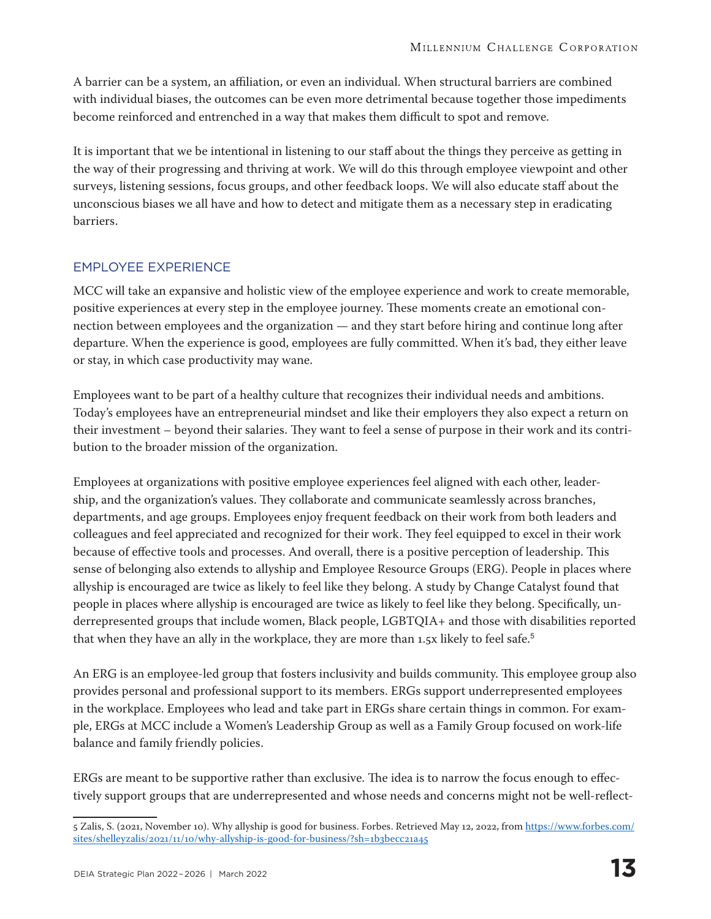A barrier can be a system, an affiliation, or even an individual. When structural barriers are combined with individual biases, the outcomes can be even more detrimental because together those impediments become reinforced and entrenched in a way that makes them difficult to spot and remove.

It is important that we be intentional in listening to our staff about the things they perceive as getting in the way of their progressing and thriving at work. We will do this through employee viewpoint and other surveys, listening sessions, focus groups, and other feedback loops. We will also educate staff about the unconscious biases we all have and how to detect and mitigate them as a necessary step in eradicating barriers.

## EMPLOYEE EXPERIENCE

MCC will take an expansive and holistic view of the employee experience and work to create memorable, positive experiences at every step in the employee journey. These moments create an emotional connection between employees and the organization — and they start before hiring and continue long after departure. When the experience is good, employees are fully committed. When it's bad, they either leave or stay, in which case productivity may wane.

Employees want to be part of a healthy culture that recognizes their individual needs and ambitions. Today's employees have an entrepreneurial mindset and like their employers they also expect a return on their investment – beyond their salaries. They want to feel a sense of purpose in their work and its contribution to the broader mission of the organization.

Employees at organizations with positive employee experiences feel aligned with each other, leadership, and the organization's values. They collaborate and communicate seamlessly across branches, departments, and age groups. Employees enjoy frequent feedback on their work from both leaders and colleagues and feel appreciated and recognized for their work. They feel equipped to excel in their work because of effective tools and processes. And overall, there is a positive perception of leadership. This sense of belonging also extends to allyship and Employee Resource Groups (ERG). People in places where allyship is encouraged are twice as likely to feel like they belong. A study by Change Catalyst found that people in places where allyship is encouraged are twice as likely to feel like they belong. Specifically, underrepresented groups that include women, Black people, LGBTQIA+ and those with disabilities reported that when they have an ally in the workplace, they are more than 1.5x likely to feel safe.[5]

An ERG is an employee-led group that fosters inclusivity and builds community. This employee group also provides personal and professional support to its members. ERGs support underrepresented employees in the workplace. Employees who lead and take part in ERGs share certain things in common. For example, ERGs at MCC include a Women's Leadership Group as well as a Family Group focused on work-life balance and family friendly policies.

ERGs are meant to be supportive rather than exclusive. The idea is to narrow the focus enough to effectively support groups that are underrepresented and whose needs and concerns might not be well-reflect-

---

5 Zalis, S. (2021, November 10). Why allyship is good for business. Forbes. Retrieved May 12, 2022, from https://www.forbes.com/sites/shelleyzalis/2021/11/10/why-allyship-is-good-for-business/?sh=1b3becc21a45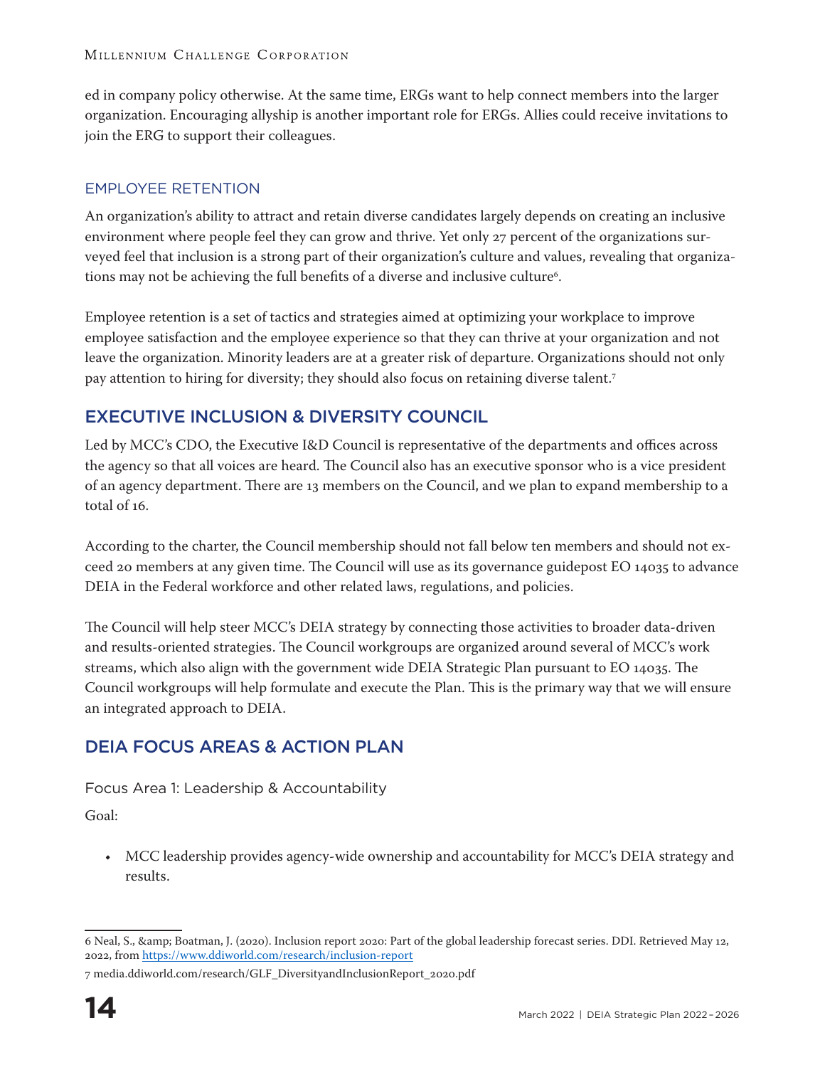ed in company policy otherwise. At the same time, ERGs want to help connect members into the larger organization. Encouraging allyship is another important role for ERGs. Allies could receive invitations to join the ERG to support their colleagues.

### EMPLOYEE RETENTION

An organization's ability to attract and retain diverse candidates largely depends on creating an inclusive environment where people feel they can grow and thrive. Yet only 27 percent of the organizations surveyed feel that inclusion is a strong part of their organization's culture and values, revealing that organizations may not be achieving the full benefits of a diverse and inclusive culture[6].

Employee retention is a set of tactics and strategies aimed at optimizing your workplace to improve employee satisfaction and the employee experience so that they can thrive at your organization and not leave the organization. Minority leaders are at a greater risk of departure. Organizations should not only pay attention to hiring for diversity; they should also focus on retaining diverse talent.[7]

## EXECUTIVE INCLUSION & DIVERSITY COUNCIL

Led by MCC's CDO, the Executive I&D Council is representative of the departments and offices across the agency so that all voices are heard. The Council also has an executive sponsor who is a vice president of an agency department. There are 13 members on the Council, and we plan to expand membership to a total of 16.

According to the charter, the Council membership should not fall below ten members and should not exceed 20 members at any given time. The Council will use as its governance guidepost EO 14035 to advance DEIA in the Federal workforce and other related laws, regulations, and policies.

The Council will help steer MCC's DEIA strategy by connecting those activities to broader data-driven and results-oriented strategies. The Council workgroups are organized around several of MCC's work streams, which also align with the government wide DEIA Strategic Plan pursuant to EO 14035. The Council workgroups will help formulate and execute the Plan. This is the primary way that we will ensure an integrated approach to DEIA.

## DEIA FOCUS AREAS & ACTION PLAN

### Focus Area 1: Leadership & Accountability

Goal:

- MCC leadership provides agency-wide ownership and accountability for MCC's DEIA strategy and results.

---

6 Neal, S., &amp; Boatman, J. (2020). Inclusion report 2020: Part of the global leadership forecast series. DDI. Retrieved May 12, 2022, from https://www.ddiworld.com/research/inclusion-report

7 media.ddiworld.com/research/GLF_DiversityandInclusionReport_2020.pdf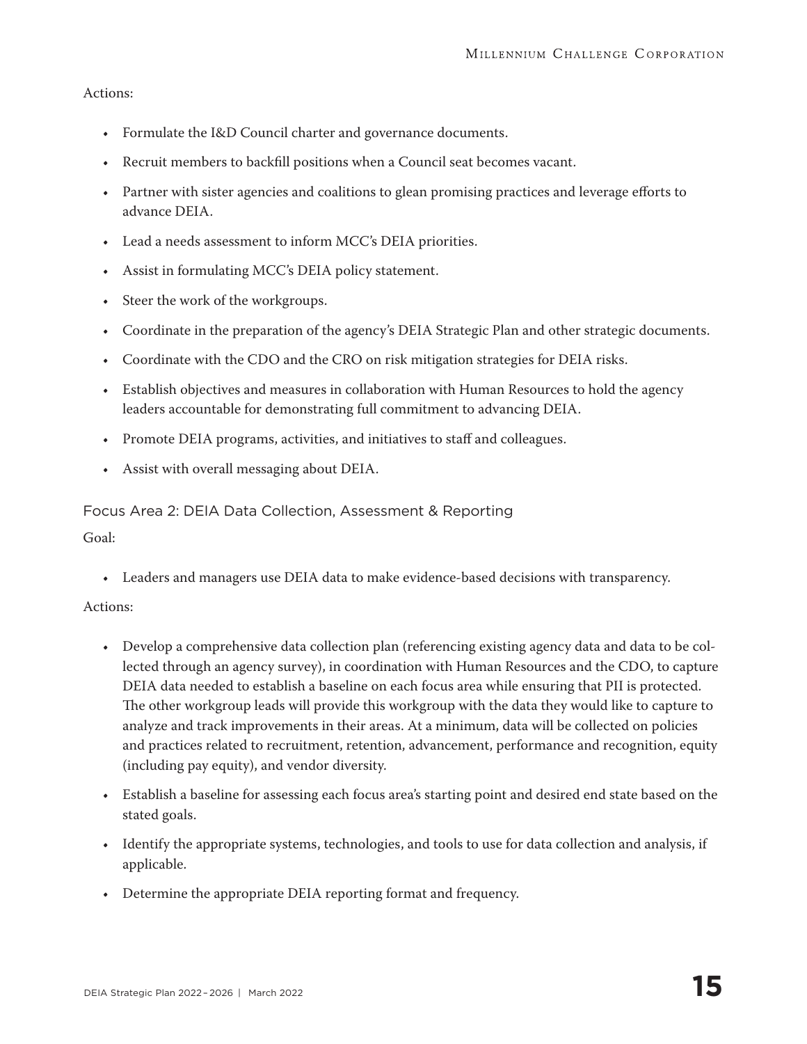Actions:

- Formulate the I&D Council charter and governance documents.
- Recruit members to backfill positions when a Council seat becomes vacant.
- Partner with sister agencies and coalitions to glean promising practices and leverage efforts to advance DEIA.
- Lead a needs assessment to inform MCC's DEIA priorities.
- Assist in formulating MCC's DEIA policy statement.
- Steer the work of the workgroups.
- Coordinate in the preparation of the agency's DEIA Strategic Plan and other strategic documents.
- Coordinate with the CDO and the CRO on risk mitigation strategies for DEIA risks.
- Establish objectives and measures in collaboration with Human Resources to hold the agency leaders accountable for demonstrating full commitment to advancing DEIA.
- Promote DEIA programs, activities, and initiatives to staff and colleagues.
- Assist with overall messaging about DEIA.

### Focus Area 2: DEIA Data Collection, Assessment & Reporting

Goal:

- Leaders and managers use DEIA data to make evidence-based decisions with transparency.

Actions:

- Develop a comprehensive data collection plan (referencing existing agency data and data to be collected through an agency survey), in coordination with Human Resources and the CDO, to capture DEIA data needed to establish a baseline on each focus area while ensuring that PII is protected. The other workgroup leads will provide this workgroup with the data they would like to capture to analyze and track improvements in their areas. At a minimum, data will be collected on policies and practices related to recruitment, retention, advancement, performance and recognition, equity (including pay equity), and vendor diversity.
- Establish a baseline for assessing each focus area's starting point and desired end state based on the stated goals.
- Identify the appropriate systems, technologies, and tools to use for data collection and analysis, if applicable.
- Determine the appropriate DEIA reporting format and frequency.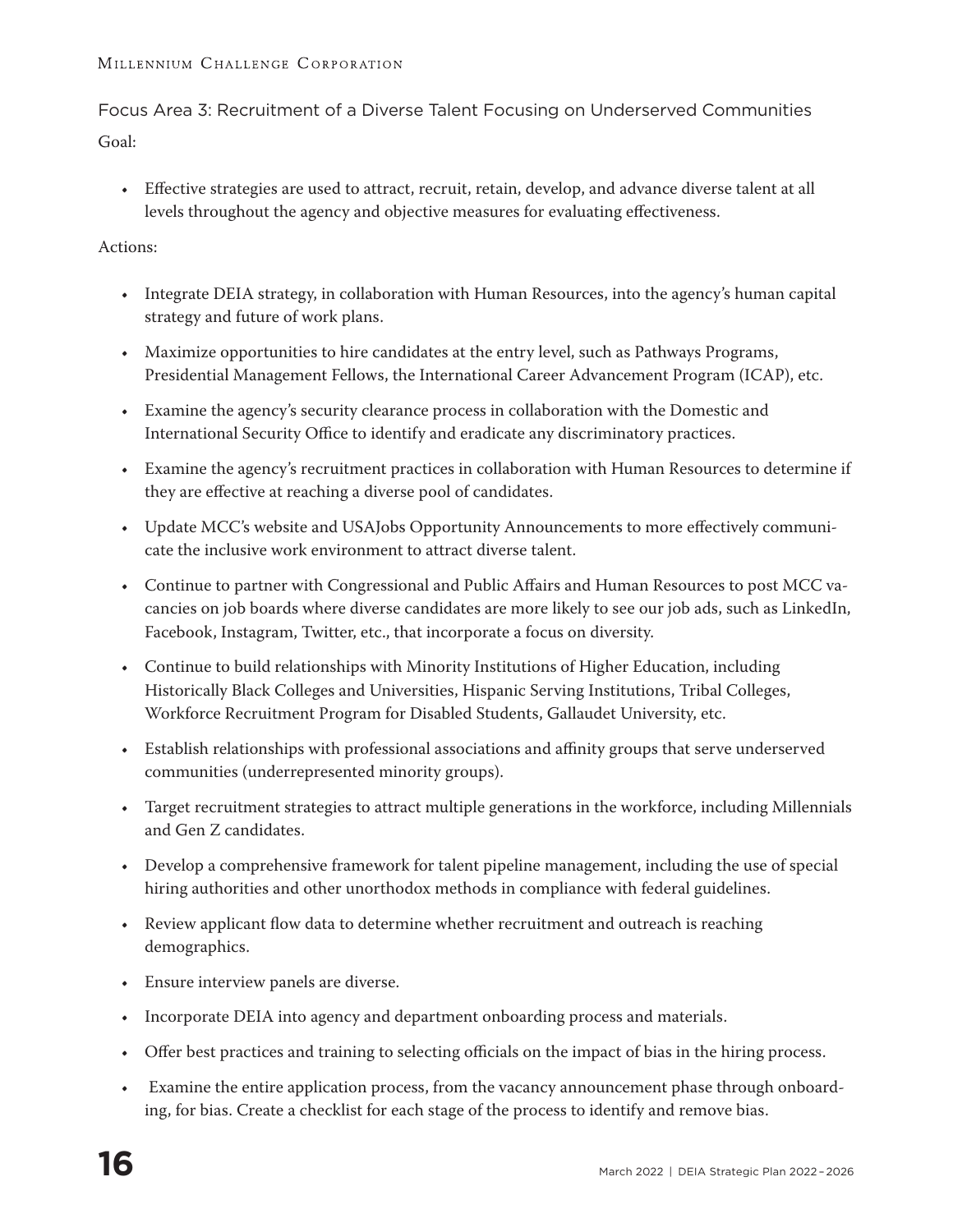## Focus Area 3: Recruitment of a Diverse Talent Focusing on Underserved Communities

Goal:

- Effective strategies are used to attract, recruit, retain, develop, and advance diverse talent at all levels throughout the agency and objective measures for evaluating effectiveness.

Actions:

- Integrate DEIA strategy, in collaboration with Human Resources, into the agency's human capital strategy and future of work plans.
- Maximize opportunities to hire candidates at the entry level, such as Pathways Programs, Presidential Management Fellows, the International Career Advancement Program (ICAP), etc.
- Examine the agency's security clearance process in collaboration with the Domestic and International Security Office to identify and eradicate any discriminatory practices.
- Examine the agency's recruitment practices in collaboration with Human Resources to determine if they are effective at reaching a diverse pool of candidates.
- Update MCC's website and USAJobs Opportunity Announcements to more effectively communicate the inclusive work environment to attract diverse talent.
- Continue to partner with Congressional and Public Affairs and Human Resources to post MCC vacancies on job boards where diverse candidates are more likely to see our job ads, such as LinkedIn, Facebook, Instagram, Twitter, etc., that incorporate a focus on diversity.
- Continue to build relationships with Minority Institutions of Higher Education, including Historically Black Colleges and Universities, Hispanic Serving Institutions, Tribal Colleges, Workforce Recruitment Program for Disabled Students, Gallaudet University, etc.
- Establish relationships with professional associations and affinity groups that serve underserved communities (underrepresented minority groups).
- Target recruitment strategies to attract multiple generations in the workforce, including Millennials and Gen Z candidates.
- Develop a comprehensive framework for talent pipeline management, including the use of special hiring authorities and other unorthodox methods in compliance with federal guidelines.
- Review applicant flow data to determine whether recruitment and outreach is reaching demographics.
- Ensure interview panels are diverse.
- Incorporate DEIA into agency and department onboarding process and materials.
- Offer best practices and training to selecting officials on the impact of bias in the hiring process.
- Examine the entire application process, from the vacancy announcement phase through onboarding, for bias. Create a checklist for each stage of the process to identify and remove bias.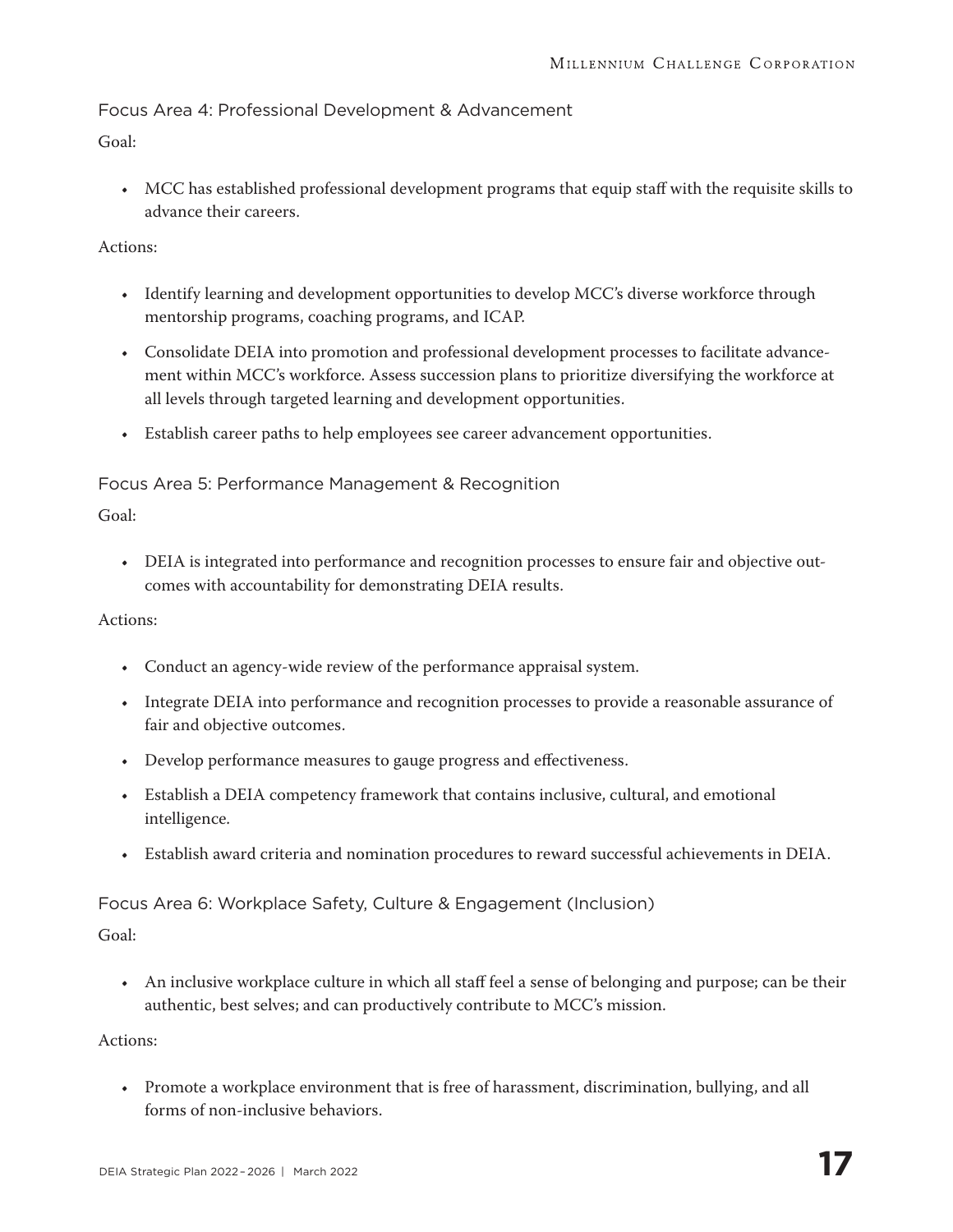### Focus Area 4: Professional Development & Advancement

Goal:

- MCC has established professional development programs that equip staff with the requisite skills to advance their careers.

Actions:

- Identify learning and development opportunities to develop MCC's diverse workforce through mentorship programs, coaching programs, and ICAP.
- Consolidate DEIA into promotion and professional development processes to facilitate advancement within MCC's workforce. Assess succession plans to prioritize diversifying the workforce at all levels through targeted learning and development opportunities.
- Establish career paths to help employees see career advancement opportunities.

### Focus Area 5: Performance Management & Recognition

Goal:

- DEIA is integrated into performance and recognition processes to ensure fair and objective outcomes with accountability for demonstrating DEIA results.

Actions:

- Conduct an agency-wide review of the performance appraisal system.
- Integrate DEIA into performance and recognition processes to provide a reasonable assurance of fair and objective outcomes.
- Develop performance measures to gauge progress and effectiveness.
- Establish a DEIA competency framework that contains inclusive, cultural, and emotional intelligence.
- Establish award criteria and nomination procedures to reward successful achievements in DEIA.

### Focus Area 6: Workplace Safety, Culture & Engagement (Inclusion)

Goal:

- An inclusive workplace culture in which all staff feel a sense of belonging and purpose; can be their authentic, best selves; and can productively contribute to MCC's mission.

Actions:

- Promote a workplace environment that is free of harassment, discrimination, bullying, and all forms of non-inclusive behaviors.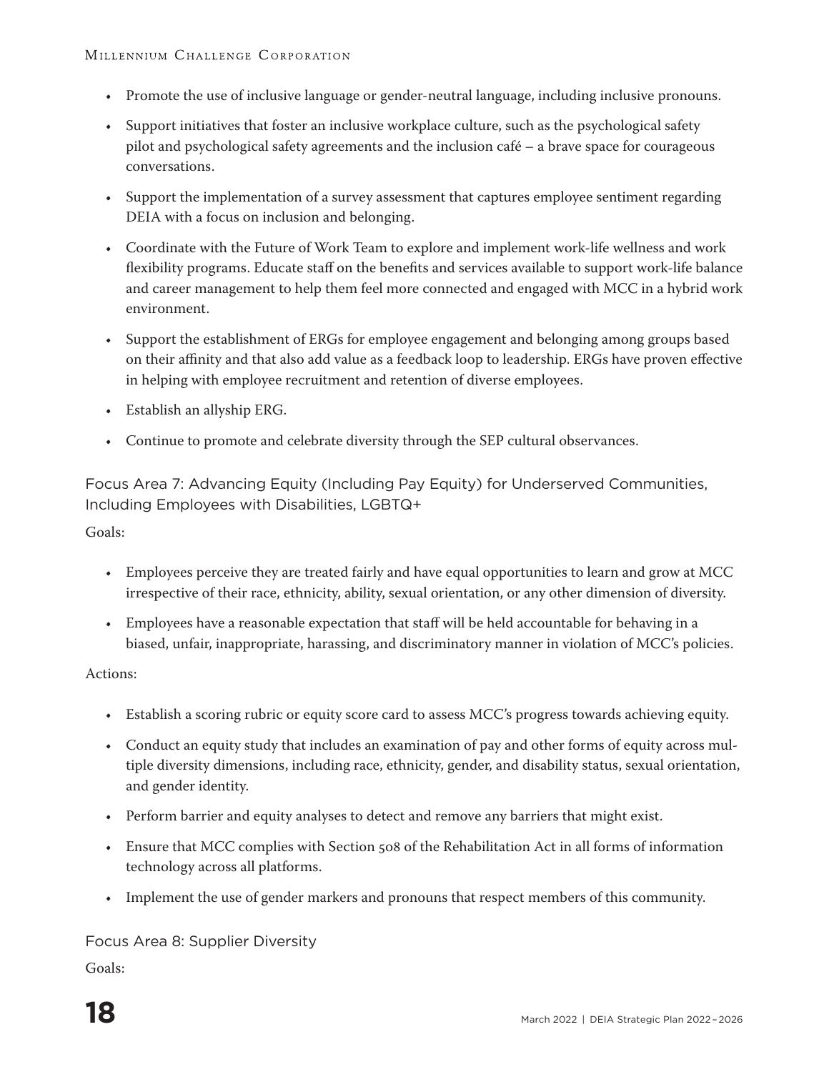- Promote the use of inclusive language or gender-neutral language, including inclusive pronouns.
- Support initiatives that foster an inclusive workplace culture, such as the psychological safety pilot and psychological safety agreements and the inclusion café – a brave space for courageous conversations.
- Support the implementation of a survey assessment that captures employee sentiment regarding DEIA with a focus on inclusion and belonging.
- Coordinate with the Future of Work Team to explore and implement work-life wellness and work flexibility programs. Educate staff on the benefits and services available to support work-life balance and career management to help them feel more connected and engaged with MCC in a hybrid work environment.
- Support the establishment of ERGs for employee engagement and belonging among groups based on their affinity and that also add value as a feedback loop to leadership. ERGs have proven effective in helping with employee recruitment and retention of diverse employees.
- Establish an allyship ERG.
- Continue to promote and celebrate diversity through the SEP cultural observances.

### Focus Area 7: Advancing Equity (Including Pay Equity) for Underserved Communities, Including Employees with Disabilities, LGBTQ+

Goals:

- Employees perceive they are treated fairly and have equal opportunities to learn and grow at MCC irrespective of their race, ethnicity, ability, sexual orientation, or any other dimension of diversity.
- Employees have a reasonable expectation that staff will be held accountable for behaving in a biased, unfair, inappropriate, harassing, and discriminatory manner in violation of MCC's policies.

Actions:

- Establish a scoring rubric or equity score card to assess MCC's progress towards achieving equity.
- Conduct an equity study that includes an examination of pay and other forms of equity across multiple diversity dimensions, including race, ethnicity, gender, and disability status, sexual orientation, and gender identity.
- Perform barrier and equity analyses to detect and remove any barriers that might exist.
- Ensure that MCC complies with Section 508 of the Rehabilitation Act in all forms of information technology across all platforms.
- Implement the use of gender markers and pronouns that respect members of this community.

### Focus Area 8: Supplier Diversity

Goals: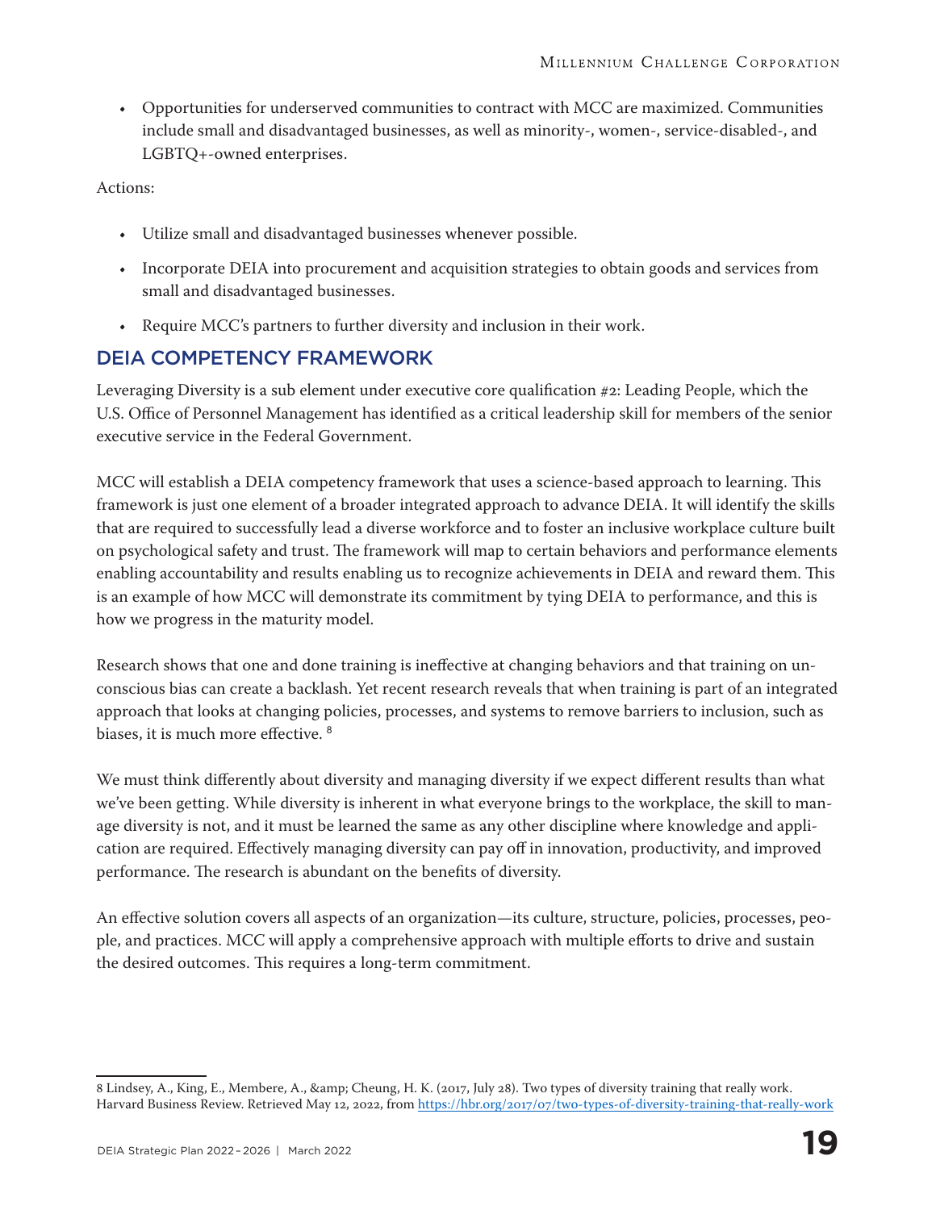- Opportunities for underserved communities to contract with MCC are maximized. Communities include small and disadvantaged businesses, as well as minority-, women-, service-disabled-, and LGBTQ+-owned enterprises.

Actions:

- Utilize small and disadvantaged businesses whenever possible.
- Incorporate DEIA into procurement and acquisition strategies to obtain goods and services from small and disadvantaged businesses.
- Require MCC's partners to further diversity and inclusion in their work.

## DEIA COMPETENCY FRAMEWORK

Leveraging Diversity is a sub element under executive core qualification #2: Leading People, which the U.S. Office of Personnel Management has identified as a critical leadership skill for members of the senior executive service in the Federal Government.

MCC will establish a DEIA competency framework that uses a science-based approach to learning. This framework is just one element of a broader integrated approach to advance DEIA. It will identify the skills that are required to successfully lead a diverse workforce and to foster an inclusive workplace culture built on psychological safety and trust. The framework will map to certain behaviors and performance elements enabling accountability and results enabling us to recognize achievements in DEIA and reward them. This is an example of how MCC will demonstrate its commitment by tying DEIA to performance, and this is how we progress in the maturity model.

Research shows that one and done training is ineffective at changing behaviors and that training on unconscious bias can create a backlash. Yet recent research reveals that when training is part of an integrated approach that looks at changing policies, processes, and systems to remove barriers to inclusion, such as biases, it is much more effective. [8]

We must think differently about diversity and managing diversity if we expect different results than what we've been getting. While diversity is inherent in what everyone brings to the workplace, the skill to manage diversity is not, and it must be learned the same as any other discipline where knowledge and application are required. Effectively managing diversity can pay off in innovation, productivity, and improved performance. The research is abundant on the benefits of diversity.

An effective solution covers all aspects of an organization—its culture, structure, policies, processes, people, and practices. MCC will apply a comprehensive approach with multiple efforts to drive and sustain the desired outcomes. This requires a long-term commitment.

---

8 Lindsey, A., King, E., Membere, A., &amp; Cheung, H. K. (2017, July 28). Two types of diversity training that really work. Harvard Business Review. Retrieved May 12, 2022, from https://hbr.org/2017/07/two-types-of-diversity-training-that-really-work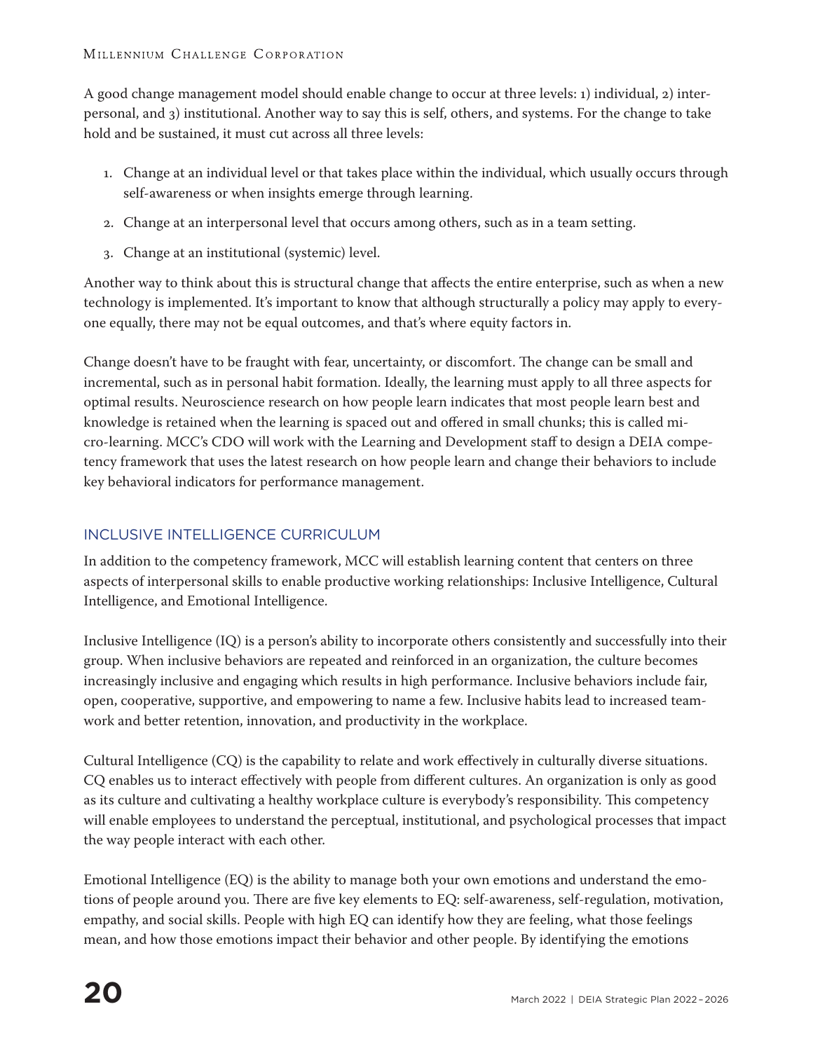A good change management model should enable change to occur at three levels: 1) individual, 2) interpersonal, and 3) institutional. Another way to say this is self, others, and systems. For the change to take hold and be sustained, it must cut across all three levels:

1. Change at an individual level or that takes place within the individual, which usually occurs through self-awareness or when insights emerge through learning.
2. Change at an interpersonal level that occurs among others, such as in a team setting.
3. Change at an institutional (systemic) level.

Another way to think about this is structural change that affects the entire enterprise, such as when a new technology is implemented. It's important to know that although structurally a policy may apply to everyone equally, there may not be equal outcomes, and that's where equity factors in.

Change doesn't have to be fraught with fear, uncertainty, or discomfort. The change can be small and incremental, such as in personal habit formation. Ideally, the learning must apply to all three aspects for optimal results. Neuroscience research on how people learn indicates that most people learn best and knowledge is retained when the learning is spaced out and offered in small chunks; this is called micro-learning. MCC's CDO will work with the Learning and Development staff to design a DEIA competency framework that uses the latest research on how people learn and change their behaviors to include key behavioral indicators for performance management.

## INCLUSIVE INTELLIGENCE CURRICULUM

In addition to the competency framework, MCC will establish learning content that centers on three aspects of interpersonal skills to enable productive working relationships: Inclusive Intelligence, Cultural Intelligence, and Emotional Intelligence.

Inclusive Intelligence (IQ) is a person's ability to incorporate others consistently and successfully into their group. When inclusive behaviors are repeated and reinforced in an organization, the culture becomes increasingly inclusive and engaging which results in high performance. Inclusive behaviors include fair, open, cooperative, supportive, and empowering to name a few. Inclusive habits lead to increased teamwork and better retention, innovation, and productivity in the workplace.

Cultural Intelligence (CQ) is the capability to relate and work effectively in culturally diverse situations. CQ enables us to interact effectively with people from different cultures. An organization is only as good as its culture and cultivating a healthy workplace culture is everybody's responsibility. This competency will enable employees to understand the perceptual, institutional, and psychological processes that impact the way people interact with each other.

Emotional Intelligence (EQ) is the ability to manage both your own emotions and understand the emotions of people around you. There are five key elements to EQ: self-awareness, self-regulation, motivation, empathy, and social skills. People with high EQ can identify how they are feeling, what those feelings mean, and how those emotions impact their behavior and other people. By identifying the emotions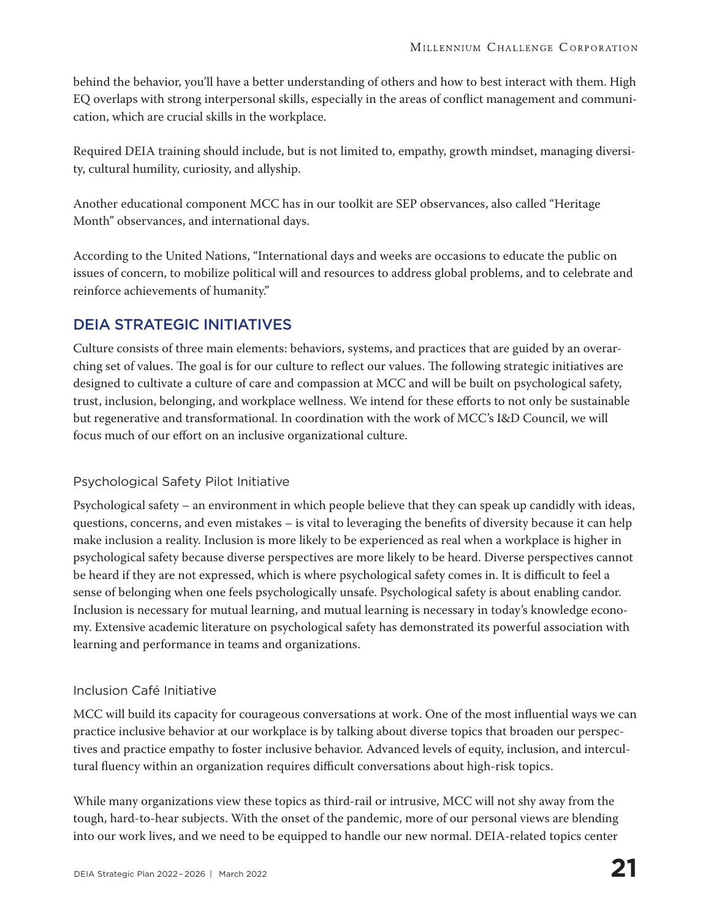behind the behavior, you'll have a better understanding of others and how to best interact with them. High EQ overlaps with strong interpersonal skills, especially in the areas of conflict management and communication, which are crucial skills in the workplace.

Required DEIA training should include, but is not limited to, empathy, growth mindset, managing diversity, cultural humility, curiosity, and allyship.

Another educational component MCC has in our toolkit are SEP observances, also called "Heritage Month" observances, and international days.

According to the United Nations, "International days and weeks are occasions to educate the public on issues of concern, to mobilize political will and resources to address global problems, and to celebrate and reinforce achievements of humanity."

## DEIA STRATEGIC INITIATIVES

Culture consists of three main elements: behaviors, systems, and practices that are guided by an overarching set of values. The goal is for our culture to reflect our values. The following strategic initiatives are designed to cultivate a culture of care and compassion at MCC and will be built on psychological safety, trust, inclusion, belonging, and workplace wellness. We intend for these efforts to not only be sustainable but regenerative and transformational. In coordination with the work of MCC's I&D Council, we will focus much of our effort on an inclusive organizational culture.

### Psychological Safety Pilot Initiative

Psychological safety – an environment in which people believe that they can speak up candidly with ideas, questions, concerns, and even mistakes – is vital to leveraging the benefits of diversity because it can help make inclusion a reality. Inclusion is more likely to be experienced as real when a workplace is higher in psychological safety because diverse perspectives are more likely to be heard. Diverse perspectives cannot be heard if they are not expressed, which is where psychological safety comes in. It is difficult to feel a sense of belonging when one feels psychologically unsafe. Psychological safety is about enabling candor. Inclusion is necessary for mutual learning, and mutual learning is necessary in today's knowledge economy. Extensive academic literature on psychological safety has demonstrated its powerful association with learning and performance in teams and organizations.

### Inclusion Café Initiative

MCC will build its capacity for courageous conversations at work. One of the most influential ways we can practice inclusive behavior at our workplace is by talking about diverse topics that broaden our perspectives and practice empathy to foster inclusive behavior. Advanced levels of equity, inclusion, and intercultural fluency within an organization requires difficult conversations about high-risk topics.

While many organizations view these topics as third-rail or intrusive, MCC will not shy away from the tough, hard-to-hear subjects. With the onset of the pandemic, more of our personal views are blending into our work lives, and we need to be equipped to handle our new normal. DEIA-related topics center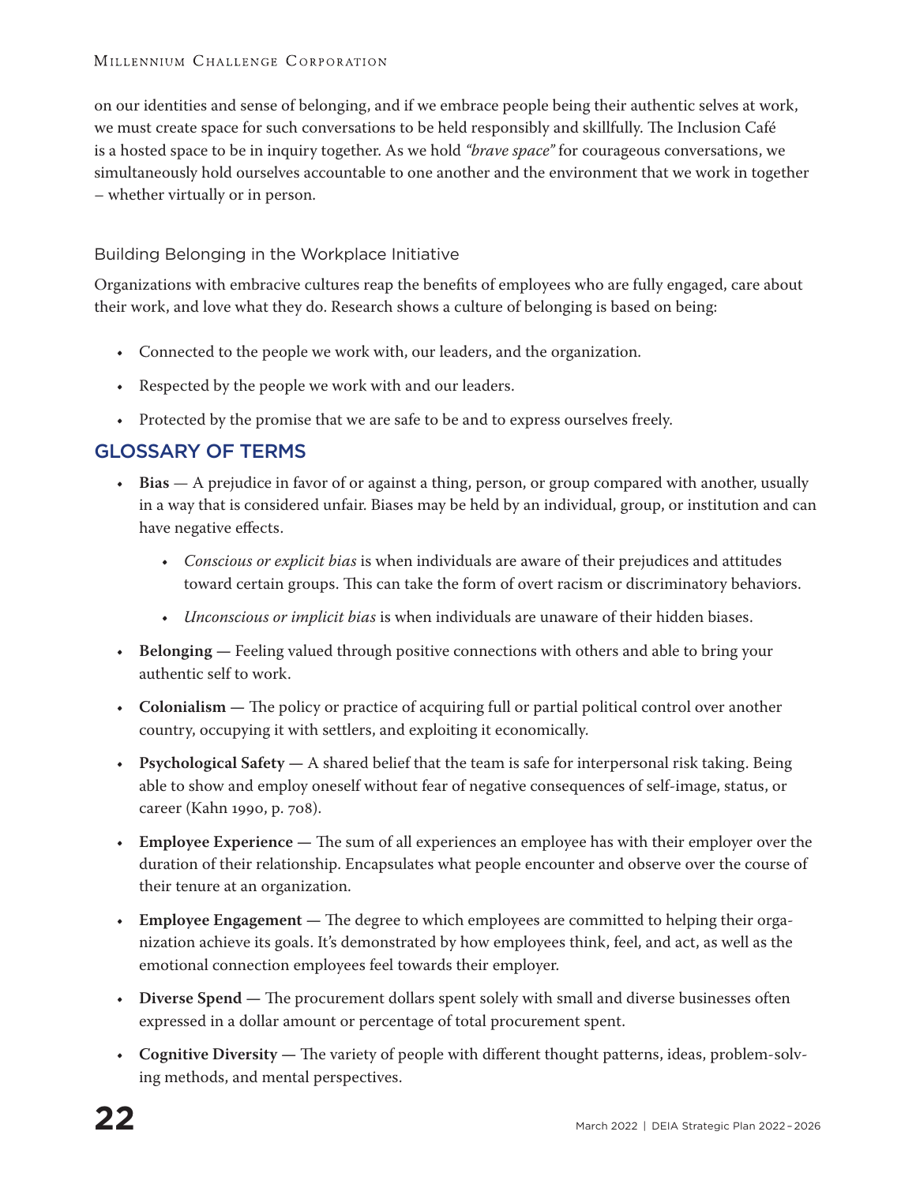on our identities and sense of belonging, and if we embrace people being their authentic selves at work, we must create space for such conversations to be held responsibly and skillfully. The Inclusion Café is a hosted space to be in inquiry together. As we hold *"brave space"* for courageous conversations, we simultaneously hold ourselves accountable to one another and the environment that we work in together – whether virtually or in person.

### Building Belonging in the Workplace Initiative

Organizations with embracive cultures reap the benefits of employees who are fully engaged, care about their work, and love what they do. Research shows a culture of belonging is based on being:

- Connected to the people we work with, our leaders, and the organization.
- Respected by the people we work with and our leaders.
- Protected by the promise that we are safe to be and to express ourselves freely.

## GLOSSARY OF TERMS

- **Bias** — A prejudice in favor of or against a thing, person, or group compared with another, usually in a way that is considered unfair. Biases may be held by an individual, group, or institution and can have negative effects.
  - *Conscious or explicit bias* is when individuals are aware of their prejudices and attitudes toward certain groups. This can take the form of overt racism or discriminatory behaviors.
  - *Unconscious or implicit bias* is when individuals are unaware of their hidden biases.
- **Belonging —** Feeling valued through positive connections with others and able to bring your authentic self to work.
- **Colonialism —** The policy or practice of acquiring full or partial political control over another country, occupying it with settlers, and exploiting it economically.
- **Psychological Safety —** A shared belief that the team is safe for interpersonal risk taking. Being able to show and employ oneself without fear of negative consequences of self-image, status, or career (Kahn 1990, p. 708).
- **Employee Experience —** The sum of all experiences an employee has with their employer over the duration of their relationship. Encapsulates what people encounter and observe over the course of their tenure at an organization.
- **Employee Engagement —** The degree to which employees are committed to helping their organization achieve its goals. It's demonstrated by how employees think, feel, and act, as well as the emotional connection employees feel towards their employer.
- **Diverse Spend —** The procurement dollars spent solely with small and diverse businesses often expressed in a dollar amount or percentage of total procurement spent.
- **Cognitive Diversity —** The variety of people with different thought patterns, ideas, problem-solving methods, and mental perspectives.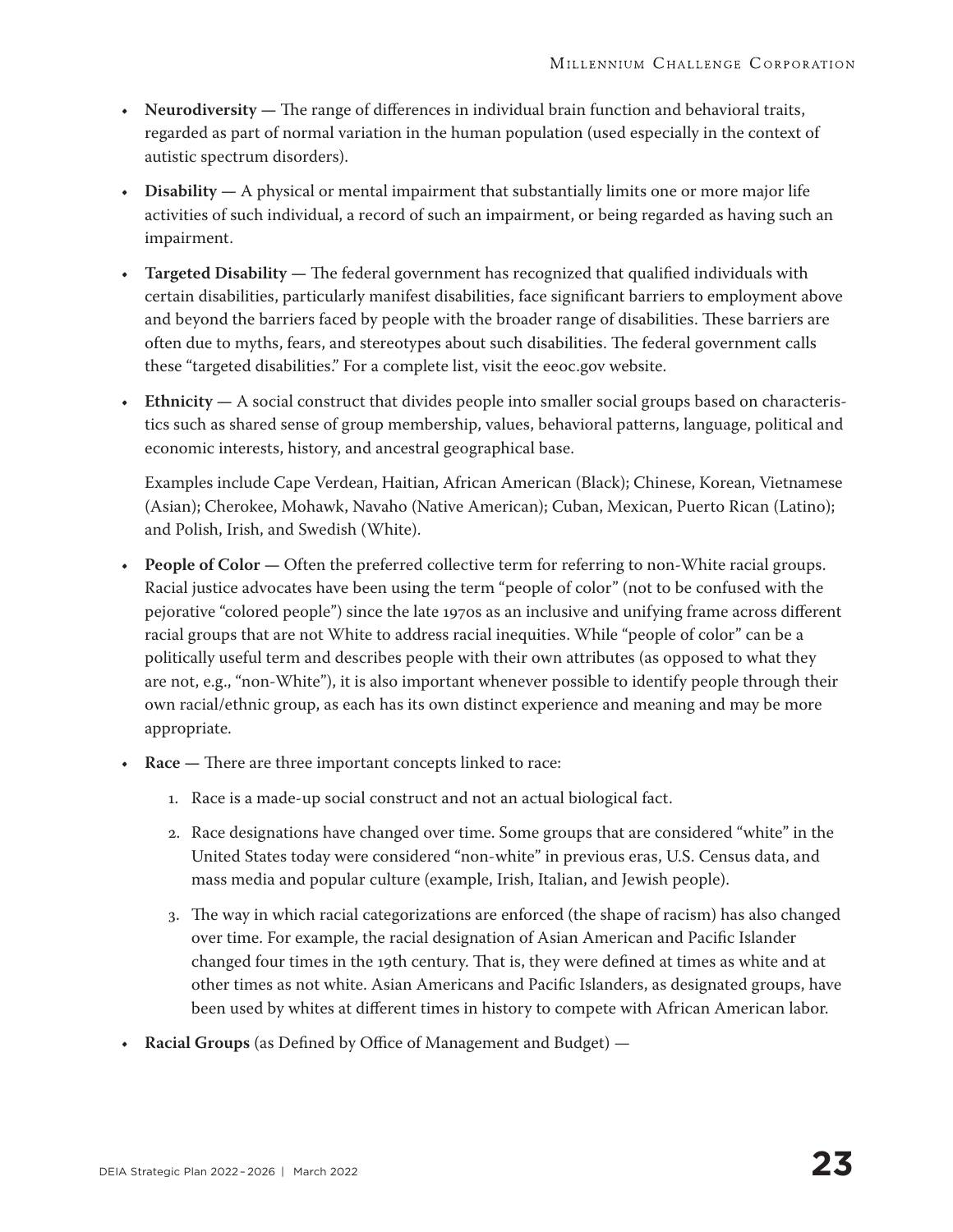- **Neurodiversity** — The range of differences in individual brain function and behavioral traits, regarded as part of normal variation in the human population (used especially in the context of autistic spectrum disorders).

- **Disability** — A physical or mental impairment that substantially limits one or more major life activities of such individual, a record of such an impairment, or being regarded as having such an impairment.

- **Targeted Disability** — The federal government has recognized that qualified individuals with certain disabilities, particularly manifest disabilities, face significant barriers to employment above and beyond the barriers faced by people with the broader range of disabilities. These barriers are often due to myths, fears, and stereotypes about such disabilities. The federal government calls these "targeted disabilities." For a complete list, visit the eeoc.gov website.

- **Ethnicity** — A social construct that divides people into smaller social groups based on characteristics such as shared sense of group membership, values, behavioral patterns, language, political and economic interests, history, and ancestral geographical base.

  Examples include Cape Verdean, Haitian, African American (Black); Chinese, Korean, Vietnamese (Asian); Cherokee, Mohawk, Navaho (Native American); Cuban, Mexican, Puerto Rican (Latino); and Polish, Irish, and Swedish (White).

- **People of Color** — Often the preferred collective term for referring to non-White racial groups. Racial justice advocates have been using the term "people of color" (not to be confused with the pejorative "colored people") since the late 1970s as an inclusive and unifying frame across different racial groups that are not White to address racial inequities. While "people of color" can be a politically useful term and describes people with their own attributes (as opposed to what they are not, e.g., "non-White"), it is also important whenever possible to identify people through their own racial/ethnic group, as each has its own distinct experience and meaning and may be more appropriate.

- **Race** — There are three important concepts linked to race:

  1. Race is a made-up social construct and not an actual biological fact.
  2. Race designations have changed over time. Some groups that are considered "white" in the United States today were considered "non-white" in previous eras, U.S. Census data, and mass media and popular culture (example, Irish, Italian, and Jewish people).
  3. The way in which racial categorizations are enforced (the shape of racism) has also changed over time. For example, the racial designation of Asian American and Pacific Islander changed four times in the 19th century. That is, they were defined at times as white and at other times as not white. Asian Americans and Pacific Islanders, as designated groups, have been used by whites at different times in history to compete with African American labor.

- **Racial Groups** (as Defined by Office of Management and Budget) —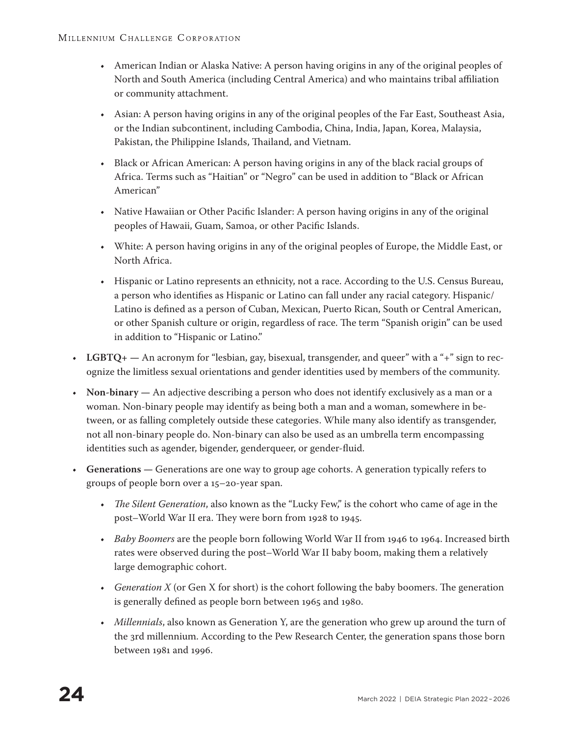- American Indian or Alaska Native: A person having origins in any of the original peoples of North and South America (including Central America) and who maintains tribal affiliation or community attachment.
- Asian: A person having origins in any of the original peoples of the Far East, Southeast Asia, or the Indian subcontinent, including Cambodia, China, India, Japan, Korea, Malaysia, Pakistan, the Philippine Islands, Thailand, and Vietnam.
- Black or African American: A person having origins in any of the black racial groups of Africa. Terms such as "Haitian" or "Negro" can be used in addition to "Black or African American"
- Native Hawaiian or Other Pacific Islander: A person having origins in any of the original peoples of Hawaii, Guam, Samoa, or other Pacific Islands.
- White: A person having origins in any of the original peoples of Europe, the Middle East, or North Africa.
- Hispanic or Latino represents an ethnicity, not a race. According to the U.S. Census Bureau, a person who identifies as Hispanic or Latino can fall under any racial category. Hispanic/Latino is defined as a person of Cuban, Mexican, Puerto Rican, South or Central American, or other Spanish culture or origin, regardless of race. The term "Spanish origin" can be used in addition to "Hispanic or Latino."

- **LGBTQ+ —** An acronym for "lesbian, gay, bisexual, transgender, and queer" with a "+" sign to recognize the limitless sexual orientations and gender identities used by members of the community.
- **Non-binary —** An adjective describing a person who does not identify exclusively as a man or a woman. Non-binary people may identify as being both a man and a woman, somewhere in between, or as falling completely outside these categories. While many also identify as transgender, not all non-binary people do. Non-binary can also be used as an umbrella term encompassing identities such as agender, bigender, genderqueer, or gender-fluid.
- **Generations —** Generations are one way to group age cohorts. A generation typically refers to groups of people born over a 15–20-year span.
  - *The Silent Generation*, also known as the "Lucky Few," is the cohort who came of age in the post–World War II era. They were born from 1928 to 1945.
  - *Baby Boomers* are the people born following World War II from 1946 to 1964. Increased birth rates were observed during the post–World War II baby boom, making them a relatively large demographic cohort.
  - *Generation X* (or Gen X for short) is the cohort following the baby boomers. The generation is generally defined as people born between 1965 and 1980.
  - *Millennials*, also known as Generation Y, are the generation who grew up around the turn of the 3rd millennium. According to the Pew Research Center, the generation spans those born between 1981 and 1996.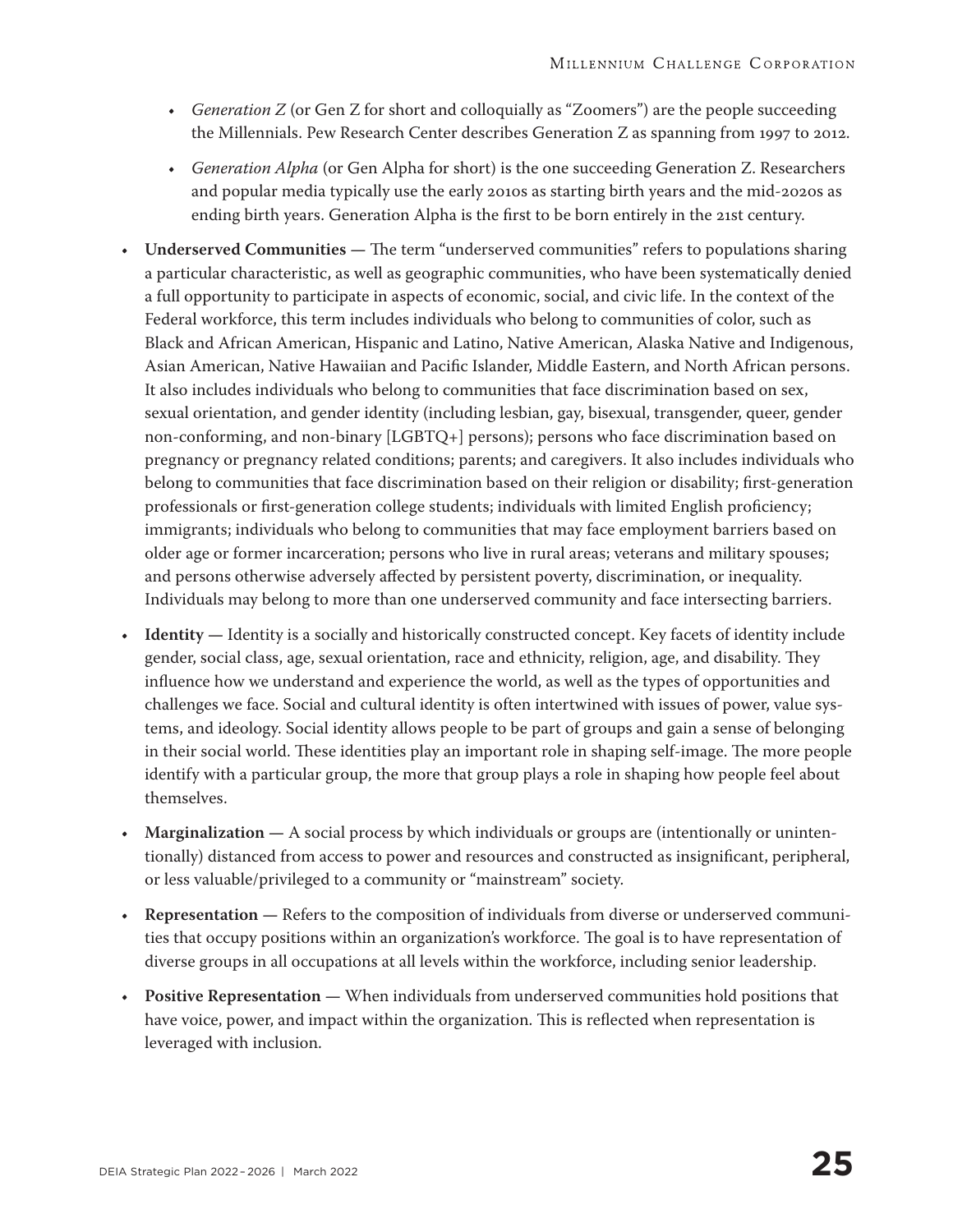- *Generation Z* (or Gen Z for short and colloquially as "Zoomers") are the people succeeding the Millennials. Pew Research Center describes Generation Z as spanning from 1997 to 2012.
- *Generation Alpha* (or Gen Alpha for short) is the one succeeding Generation Z. Researchers and popular media typically use the early 2010s as starting birth years and the mid-2020s as ending birth years. Generation Alpha is the first to be born entirely in the 21st century.

- **Underserved Communities —** The term "underserved communities" refers to populations sharing a particular characteristic, as well as geographic communities, who have been systematically denied a full opportunity to participate in aspects of economic, social, and civic life. In the context of the Federal workforce, this term includes individuals who belong to communities of color, such as Black and African American, Hispanic and Latino, Native American, Alaska Native and Indigenous, Asian American, Native Hawaiian and Pacific Islander, Middle Eastern, and North African persons. It also includes individuals who belong to communities that face discrimination based on sex, sexual orientation, and gender identity (including lesbian, gay, bisexual, transgender, queer, gender non-conforming, and non-binary [LGBTQ+] persons); persons who face discrimination based on pregnancy or pregnancy related conditions; parents; and caregivers. It also includes individuals who belong to communities that face discrimination based on their religion or disability; first-generation professionals or first-generation college students; individuals with limited English proficiency; immigrants; individuals who belong to communities that may face employment barriers based on older age or former incarceration; persons who live in rural areas; veterans and military spouses; and persons otherwise adversely affected by persistent poverty, discrimination, or inequality. Individuals may belong to more than one underserved community and face intersecting barriers.

- **Identity —** Identity is a socially and historically constructed concept. Key facets of identity include gender, social class, age, sexual orientation, race and ethnicity, religion, age, and disability. They influence how we understand and experience the world, as well as the types of opportunities and challenges we face. Social and cultural identity is often intertwined with issues of power, value systems, and ideology. Social identity allows people to be part of groups and gain a sense of belonging in their social world. These identities play an important role in shaping self-image. The more people identify with a particular group, the more that group plays a role in shaping how people feel about themselves.

- **Marginalization —** A social process by which individuals or groups are (intentionally or unintentionally) distanced from access to power and resources and constructed as insignificant, peripheral, or less valuable/privileged to a community or "mainstream" society.

- **Representation —** Refers to the composition of individuals from diverse or underserved communities that occupy positions within an organization's workforce. The goal is to have representation of diverse groups in all occupations at all levels within the workforce, including senior leadership.

- **Positive Representation —** When individuals from underserved communities hold positions that have voice, power, and impact within the organization. This is reflected when representation is leveraged with inclusion.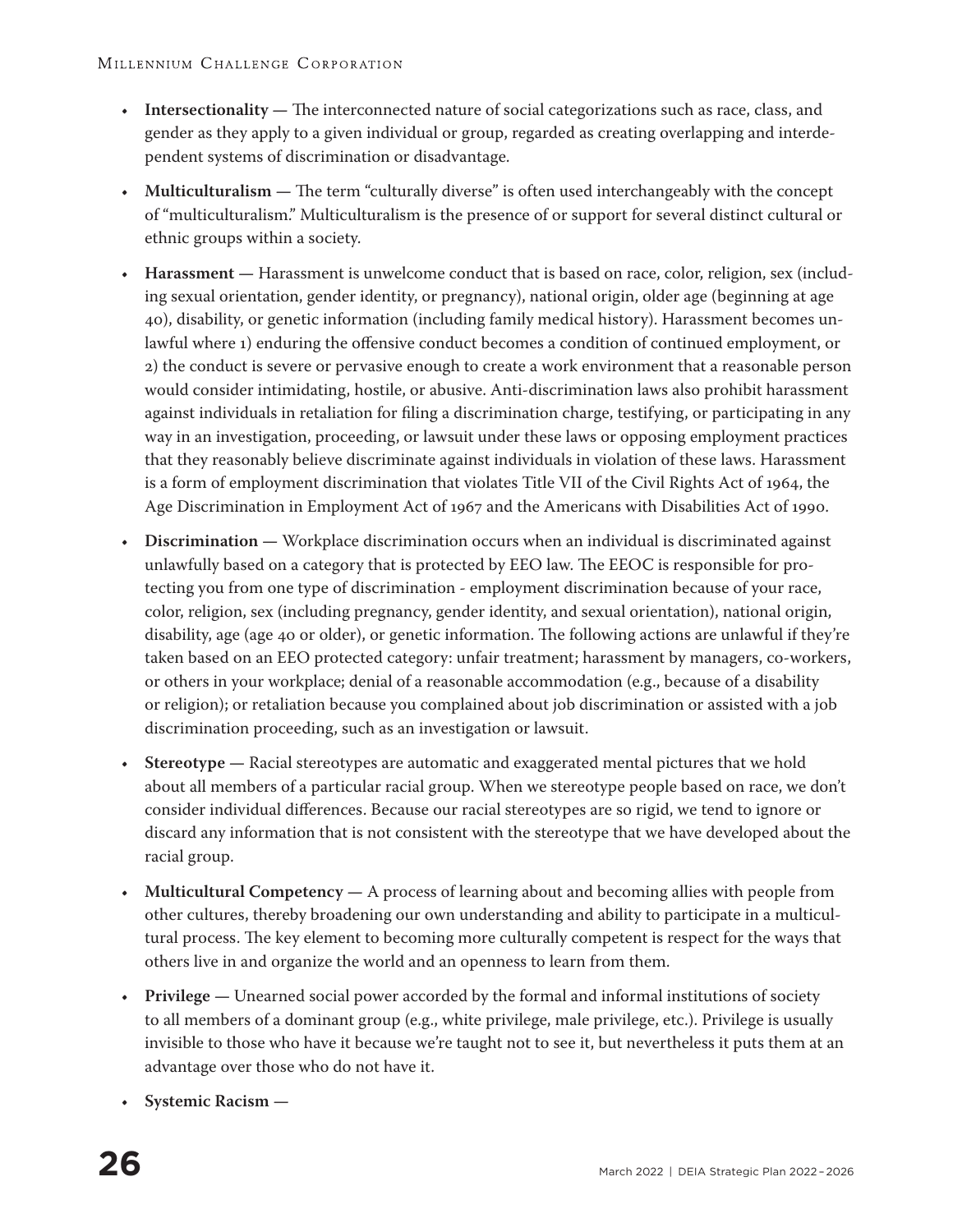- **Intersectionality —** The interconnected nature of social categorizations such as race, class, and gender as they apply to a given individual or group, regarded as creating overlapping and interdependent systems of discrimination or disadvantage.

- **Multiculturalism —** The term "culturally diverse" is often used interchangeably with the concept of "multiculturalism." Multiculturalism is the presence of or support for several distinct cultural or ethnic groups within a society.

- **Harassment —** Harassment is unwelcome conduct that is based on race, color, religion, sex (including sexual orientation, gender identity, or pregnancy), national origin, older age (beginning at age 40), disability, or genetic information (including family medical history). Harassment becomes unlawful where 1) enduring the offensive conduct becomes a condition of continued employment, or 2) the conduct is severe or pervasive enough to create a work environment that a reasonable person would consider intimidating, hostile, or abusive. Anti-discrimination laws also prohibit harassment against individuals in retaliation for filing a discrimination charge, testifying, or participating in any way in an investigation, proceeding, or lawsuit under these laws or opposing employment practices that they reasonably believe discriminate against individuals in violation of these laws. Harassment is a form of employment discrimination that violates Title VII of the Civil Rights Act of 1964, the Age Discrimination in Employment Act of 1967 and the Americans with Disabilities Act of 1990.

- **Discrimination —** Workplace discrimination occurs when an individual is discriminated against unlawfully based on a category that is protected by EEO law. The EEOC is responsible for protecting you from one type of discrimination - employment discrimination because of your race, color, religion, sex (including pregnancy, gender identity, and sexual orientation), national origin, disability, age (age 40 or older), or genetic information. The following actions are unlawful if they're taken based on an EEO protected category: unfair treatment; harassment by managers, co-workers, or others in your workplace; denial of a reasonable accommodation (e.g., because of a disability or religion); or retaliation because you complained about job discrimination or assisted with a job discrimination proceeding, such as an investigation or lawsuit.

- **Stereotype —** Racial stereotypes are automatic and exaggerated mental pictures that we hold about all members of a particular racial group. When we stereotype people based on race, we don't consider individual differences. Because our racial stereotypes are so rigid, we tend to ignore or discard any information that is not consistent with the stereotype that we have developed about the racial group.

- **Multicultural Competency —** A process of learning about and becoming allies with people from other cultures, thereby broadening our own understanding and ability to participate in a multicultural process. The key element to becoming more culturally competent is respect for the ways that others live in and organize the world and an openness to learn from them.

- **Privilege —** Unearned social power accorded by the formal and informal institutions of society to all members of a dominant group (e.g., white privilege, male privilege, etc.). Privilege is usually invisible to those who have it because we're taught not to see it, but nevertheless it puts them at an advantage over those who do not have it.

- **Systemic Racism —**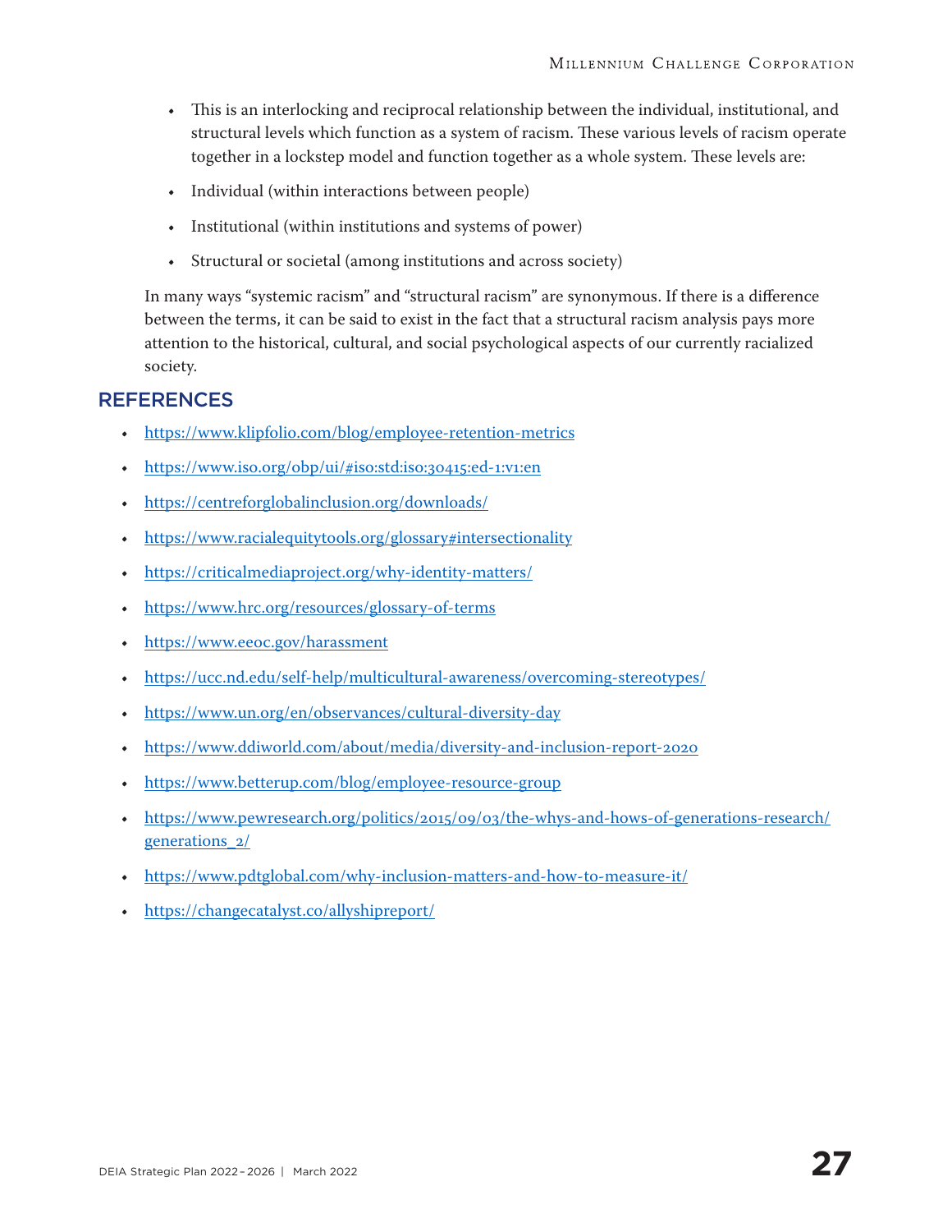- This is an interlocking and reciprocal relationship between the individual, institutional, and structural levels which function as a system of racism. These various levels of racism operate together in a lockstep model and function together as a whole system. These levels are:
- Individual (within interactions between people)
- Institutional (within institutions and systems of power)
- Structural or societal (among institutions and across society)

In many ways "systemic racism" and "structural racism" are synonymous. If there is a difference between the terms, it can be said to exist in the fact that a structural racism analysis pays more attention to the historical, cultural, and social psychological aspects of our currently racialized society.

## REFERENCES

- https://www.klipfolio.com/blog/employee-retention-metrics
- https://www.iso.org/obp/ui/#iso:std:iso:30415:ed-1:v1:en
- https://centreforglobalinclusion.org/downloads/
- https://www.racialequitytools.org/glossary#intersectionality
- https://criticalmediaproject.org/why-identity-matters/
- https://www.hrc.org/resources/glossary-of-terms
- https://www.eeoc.gov/harassment
- https://ucc.nd.edu/self-help/multicultural-awareness/overcoming-stereotypes/
- https://www.un.org/en/observances/cultural-diversity-day
- https://www.ddiworld.com/about/media/diversity-and-inclusion-report-2020
- https://www.betterup.com/blog/employee-resource-group
- https://www.pewresearch.org/politics/2015/09/03/the-whys-and-hows-of-generations-research/generations_2/
- https://www.pdtglobal.com/why-inclusion-matters-and-how-to-measure-it/
- https://changecatalyst.co/allyshipreport/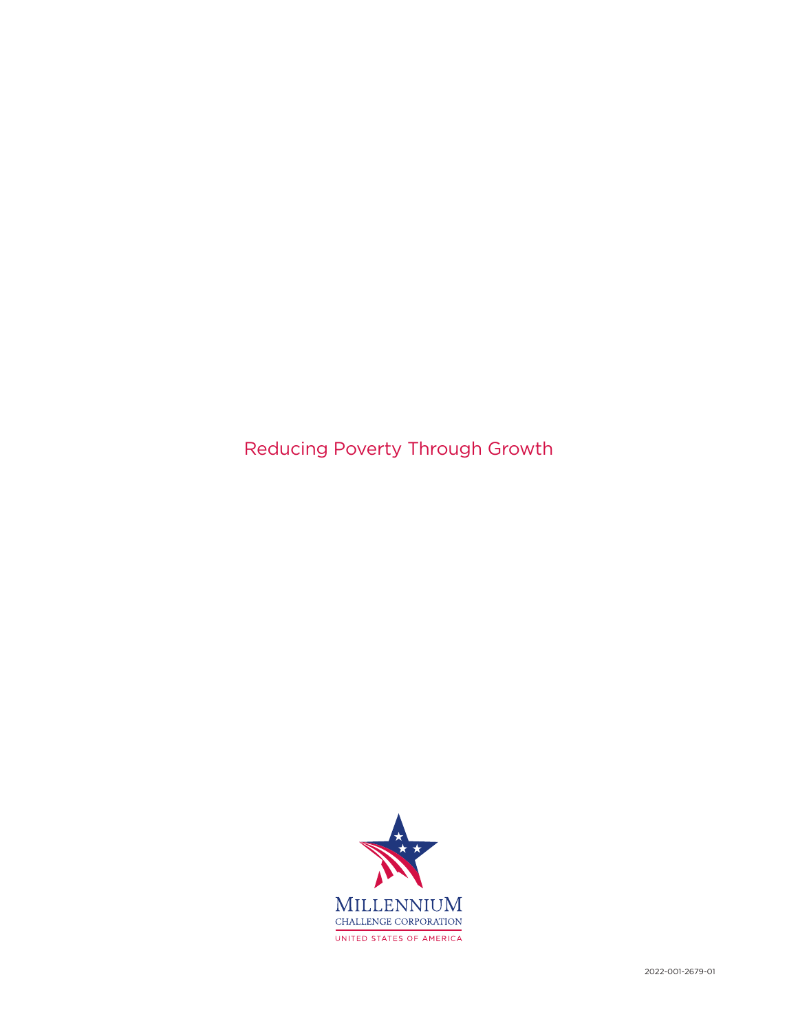Reducing Poverty Through Growth

MILLENNIUM CHALLENGE CORPORATION

UNITED STATES OF AMERICA

2022-001-2679-01